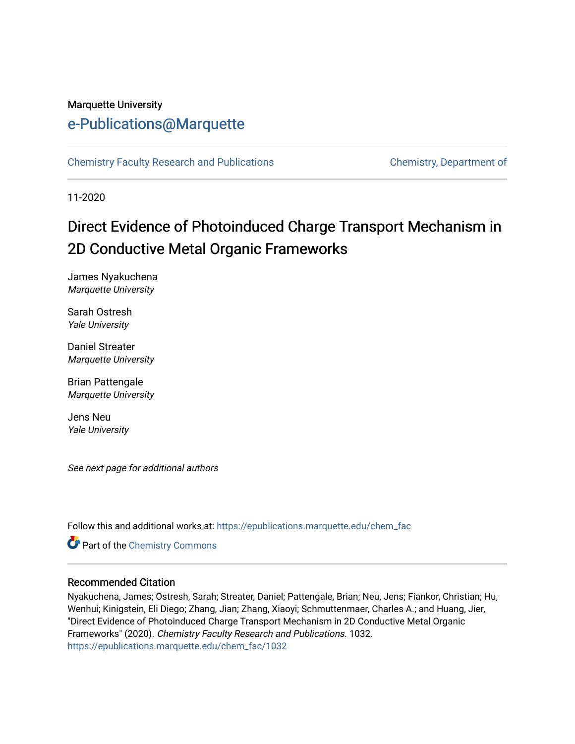Marquette University

# e-Publications@Marquette

Chemistry Faculty Research and Publications | Chemistry, Department of

11-2020

## Direct Evidence of Photoinduced Charge Transport Mechanism in 2D Conductive Metal Organic Frameworks

James Nyakuchena
*Marquette University*

Sarah Ostresh
*Yale University*

Daniel Streater
*Marquette University*

Brian Pattengale
*Marquette University*

Jens Neu
*Yale University*

*See next page for additional authors*

Follow this and additional works at: https://epublications.marquette.edu/chem_fac

Part of the Chemistry Commons

### Recommended Citation

Nyakuchena, James; Ostresh, Sarah; Streater, Daniel; Pattengale, Brian; Neu, Jens; Fiankor, Christian; Hu, Wenhui; Kinigstein, Eli Diego; Zhang, Jian; Zhang, Xiaoyi; Schmuttenmaer, Charles A.; and Huang, Jier, "Direct Evidence of Photoinduced Charge Transport Mechanism in 2D Conductive Metal Organic Frameworks" (2020). *Chemistry Faculty Research and Publications*. 1032.
https://epublications.marquette.edu/chem_fac/1032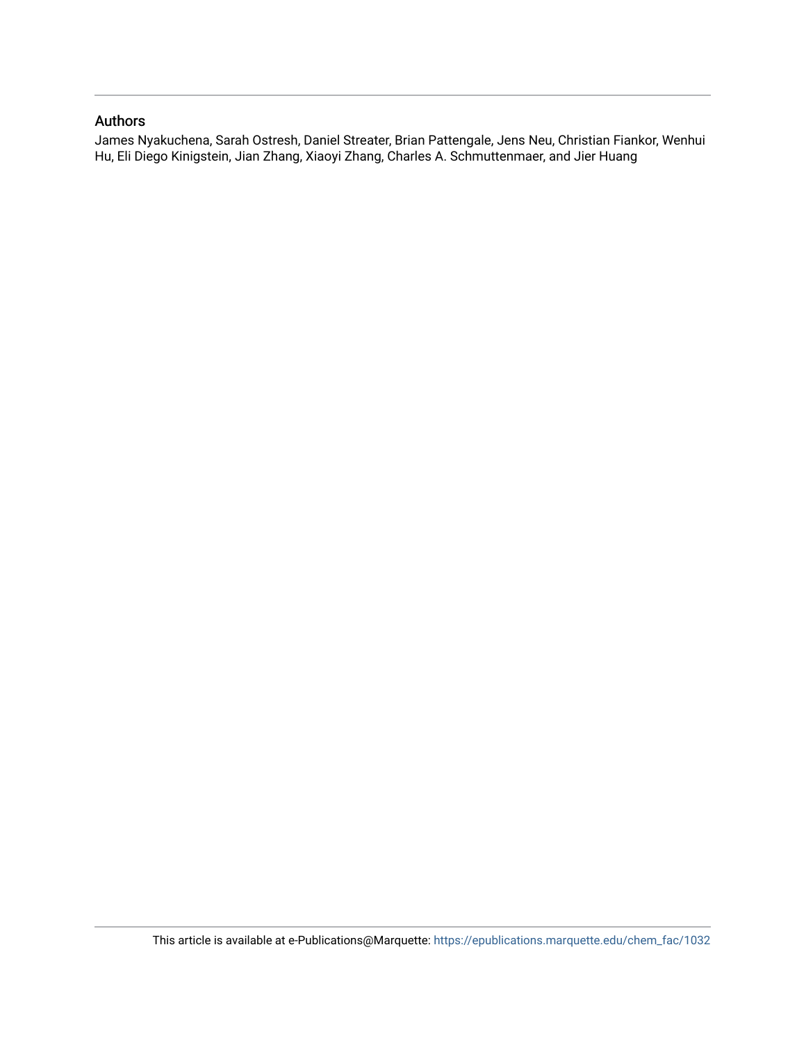## Authors

James Nyakuchena, Sarah Ostresh, Daniel Streater, Brian Pattengale, Jens Neu, Christian Fiankor, Wenhui Hu, Eli Diego Kinigstein, Jian Zhang, Xiaoyi Zhang, Charles A. Schmuttenmaer, and Jier Huang

This article is available at e-Publications@Marquette: https://epublications.marquette.edu/chem_fac/1032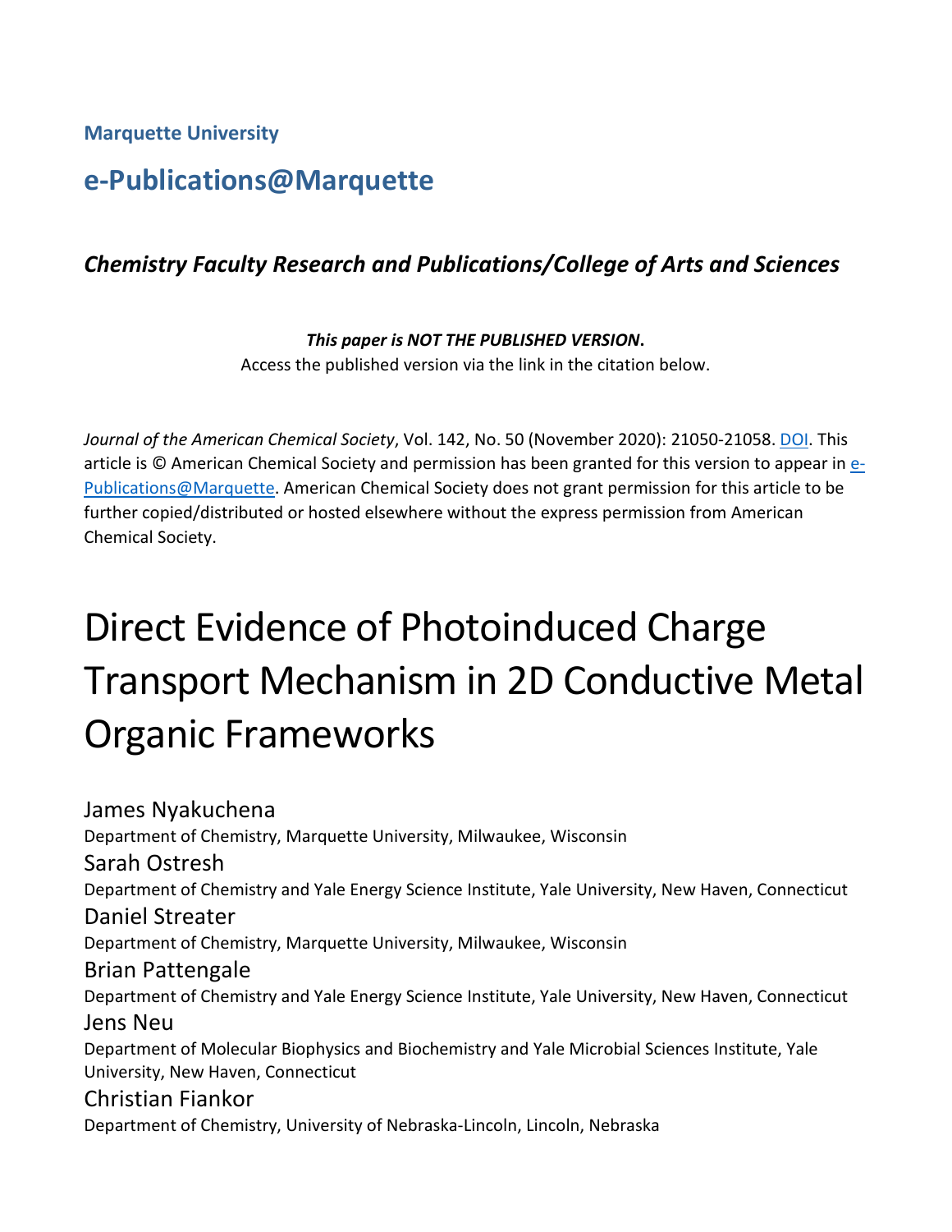Marquette University

## e-Publications@Marquette

### *Chemistry Faculty Research and Publications/College of Arts and Sciences*

***This paper is NOT THE PUBLISHED VERSION.***
Access the published version via the link in the citation below.

*Journal of the American Chemical Society*, Vol. 142, No. 50 (November 2020): 21050-21058. DOI. This article is © American Chemical Society and permission has been granted for this version to appear in e-Publications@Marquette. American Chemical Society does not grant permission for this article to be further copied/distributed or hosted elsewhere without the express permission from American Chemical Society.

# Direct Evidence of Photoinduced Charge Transport Mechanism in 2D Conductive Metal Organic Frameworks

James Nyakuchena
Department of Chemistry, Marquette University, Milwaukee, Wisconsin

Sarah Ostresh
Department of Chemistry and Yale Energy Science Institute, Yale University, New Haven, Connecticut

Daniel Streater
Department of Chemistry, Marquette University, Milwaukee, Wisconsin

Brian Pattengale
Department of Chemistry and Yale Energy Science Institute, Yale University, New Haven, Connecticut

Jens Neu
Department of Molecular Biophysics and Biochemistry and Yale Microbial Sciences Institute, Yale University, New Haven, Connecticut

Christian Fiankor
Department of Chemistry, University of Nebraska-Lincoln, Lincoln, Nebraska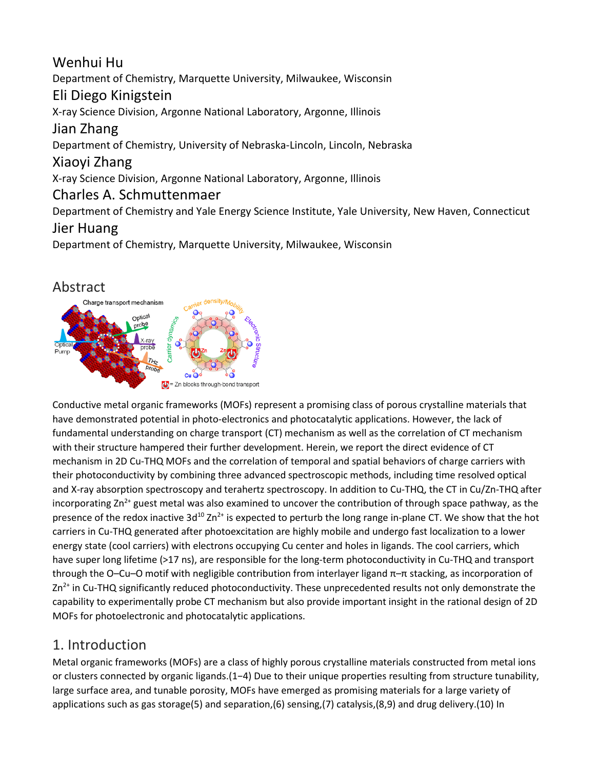Wenhui Hu

Department of Chemistry, Marquette University, Milwaukee, Wisconsin

Eli Diego Kinigstein

X-ray Science Division, Argonne National Laboratory, Argonne, Illinois

Jian Zhang

Department of Chemistry, University of Nebraska-Lincoln, Lincoln, Nebraska

Xiaoyi Zhang

X-ray Science Division, Argonne National Laboratory, Argonne, Illinois

Charles A. Schmuttenmaer

Department of Chemistry and Yale Energy Science Institute, Yale University, New Haven, Connecticut

Jier Huang

Department of Chemistry, Marquette University, Milwaukee, Wisconsin

## Abstract

Conductive metal organic frameworks (MOFs) represent a promising class of porous crystalline materials that have demonstrated potential in photo-electronics and photocatalytic applications. However, the lack of fundamental understanding on charge transport (CT) mechanism as well as the correlation of CT mechanism with their structure hampered their further development. Herein, we report the direct evidence of CT mechanism in 2D Cu-THQ MOFs and the correlation of temporal and spatial behaviors of charge carriers with their photoconductivity by combining three advanced spectroscopic methods, including time resolved optical and X-ray absorption spectroscopy and terahertz spectroscopy. In addition to Cu-THQ, the CT in Cu/Zn-THQ after incorporating $Zn^{2+}$ guest metal was also examined to uncover the contribution of through space pathway, as the presence of the redox inactive $3d^{10}$ $Zn^{2+}$ is expected to perturb the long range in-plane CT. We show that the hot carriers in Cu-THQ generated after photoexcitation are highly mobile and undergo fast localization to a lower energy state (cool carriers) with electrons occupying Cu center and holes in ligands. The cool carriers, which have super long lifetime (>17 ns), are responsible for the long-term photoconductivity in Cu-THQ and transport through the O–Cu–O motif with negligible contribution from interlayer ligand π–π stacking, as incorporation of $Zn^{2+}$ in Cu-THQ significantly reduced photoconductivity. These unprecedented results not only demonstrate the capability to experimentally probe CT mechanism but also provide important insight in the rational design of 2D MOFs for photoelectronic and photocatalytic applications.

## 1. Introduction

Metal organic frameworks (MOFs) are a class of highly porous crystalline materials constructed from metal ions or clusters connected by organic ligands.(1−4) Due to their unique properties resulting from structure tunability, large surface area, and tunable porosity, MOFs have emerged as promising materials for a large variety of applications such as gas storage(5) and separation,(6) sensing,(7) catalysis,(8,9) and drug delivery.(10) In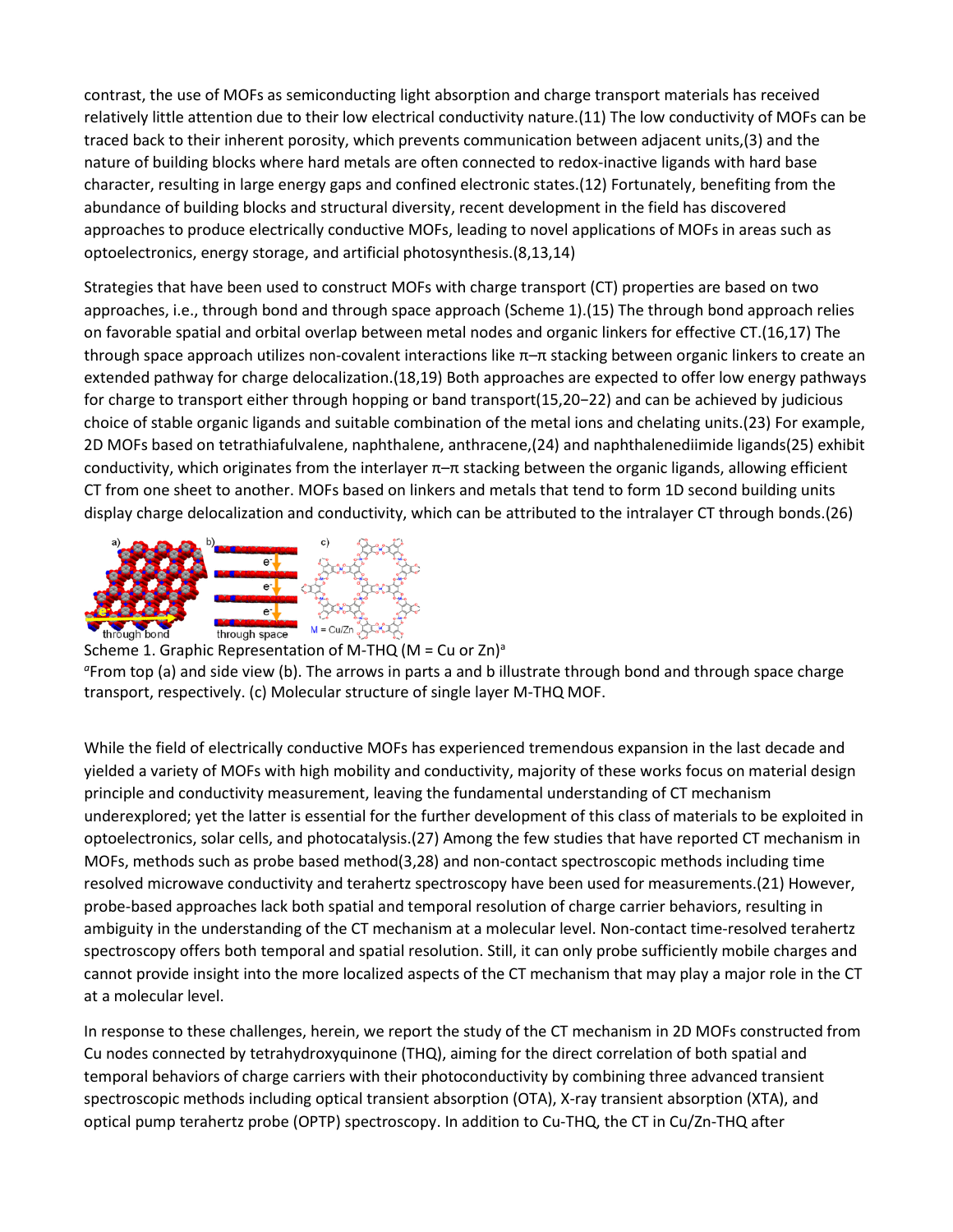contrast, the use of MOFs as semiconducting light absorption and charge transport materials has received relatively little attention due to their low electrical conductivity nature.(11) The low conductivity of MOFs can be traced back to their inherent porosity, which prevents communication between adjacent units,(3) and the nature of building blocks where hard metals are often connected to redox-inactive ligands with hard base character, resulting in large energy gaps and confined electronic states.(12) Fortunately, benefiting from the abundance of building blocks and structural diversity, recent development in the field has discovered approaches to produce electrically conductive MOFs, leading to novel applications of MOFs in areas such as optoelectronics, energy storage, and artificial photosynthesis.(8,13,14)

Strategies that have been used to construct MOFs with charge transport (CT) properties are based on two approaches, i.e., through bond and through space approach (Scheme 1).(15) The through bond approach relies on favorable spatial and orbital overlap between metal nodes and organic linkers for effective CT.(16,17) The through space approach utilizes non-covalent interactions like π–π stacking between organic linkers to create an extended pathway for charge delocalization.(18,19) Both approaches are expected to offer low energy pathways for charge to transport either through hopping or band transport(15,20−22) and can be achieved by judicious choice of stable organic ligands and suitable combination of the metal ions and chelating units.(23) For example, 2D MOFs based on tetrathiafulvalene, naphthalene, anthracene,(24) and naphthalenediimide ligands(25) exhibit conductivity, which originates from the interlayer π–π stacking between the organic ligands, allowing efficient CT from one sheet to another. MOFs based on linkers and metals that tend to form 1D second building units display charge delocalization and conductivity, which can be attributed to the intralayer CT through bonds.(26)

Scheme 1. Graphic Representation of M-THQ (M = Cu or Zn)[a]

[a]From top (a) and side view (b). The arrows in parts a and b illustrate through bond and through space charge transport, respectively. (c) Molecular structure of single layer M-THQ MOF.

While the field of electrically conductive MOFs has experienced tremendous expansion in the last decade and yielded a variety of MOFs with high mobility and conductivity, majority of these works focus on material design principle and conductivity measurement, leaving the fundamental understanding of CT mechanism underexplored; yet the latter is essential for the further development of this class of materials to be exploited in optoelectronics, solar cells, and photocatalysis.(27) Among the few studies that have reported CT mechanism in MOFs, methods such as probe based method(3,28) and non-contact spectroscopic methods including time resolved microwave conductivity and terahertz spectroscopy have been used for measurements.(21) However, probe-based approaches lack both spatial and temporal resolution of charge carrier behaviors, resulting in ambiguity in the understanding of the CT mechanism at a molecular level. Non-contact time-resolved terahertz spectroscopy offers both temporal and spatial resolution. Still, it can only probe sufficiently mobile charges and cannot provide insight into the more localized aspects of the CT mechanism that may play a major role in the CT at a molecular level.

In response to these challenges, herein, we report the study of the CT mechanism in 2D MOFs constructed from Cu nodes connected by tetrahydroxyquinone (THQ), aiming for the direct correlation of both spatial and temporal behaviors of charge carriers with their photoconductivity by combining three advanced transient spectroscopic methods including optical transient absorption (OTA), X-ray transient absorption (XTA), and optical pump terahertz probe (OPTP) spectroscopy. In addition to Cu-THQ, the CT in Cu/Zn-THQ after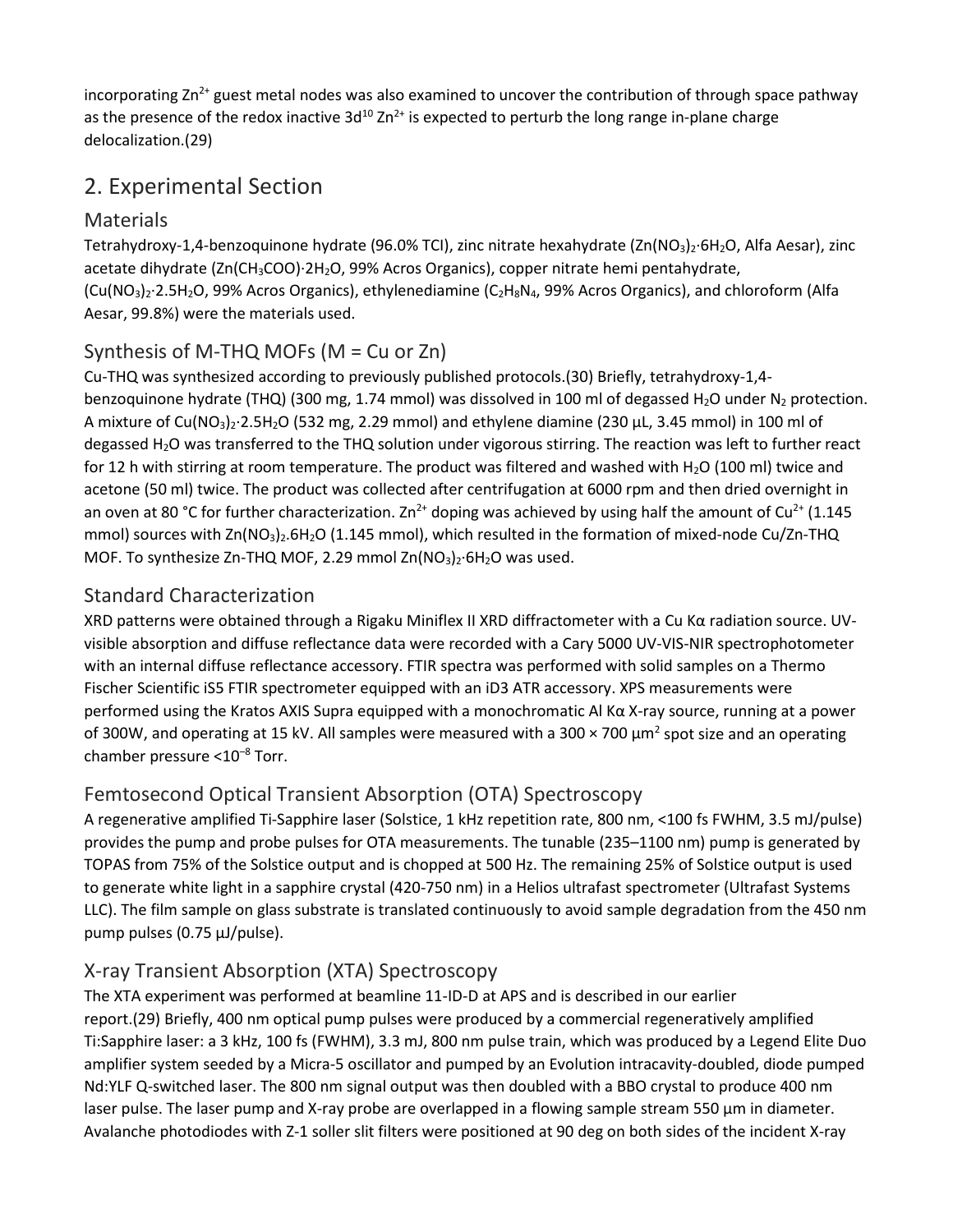incorporating $Zn^{2+}$ guest metal nodes was also examined to uncover the contribution of through space pathway as the presence of the redox inactive $3d^{10}$ $Zn^{2+}$ is expected to perturb the long range in-plane charge delocalization.(29)

# 2. Experimental Section

## Materials

Tetrahydroxy-1,4-benzoquinone hydrate (96.0% TCI), zinc nitrate hexahydrate ($Zn(NO_3)_2{\cdot}6H_2O$, Alfa Aesar), zinc acetate dihydrate ($Zn(CH_3COO){\cdot}2H_2O$, 99% Acros Organics), copper nitrate hemi pentahydrate, ($Cu(NO_3)_2{\cdot}2.5H_2O$, 99% Acros Organics), ethylenediamine ($C_2H_8N_4$, 99% Acros Organics), and chloroform (Alfa Aesar, 99.8%) were the materials used.

## Synthesis of M-THQ MOFs (M = Cu or Zn)

Cu-THQ was synthesized according to previously published protocols.(30) Briefly, tetrahydroxy-1,4-benzoquinone hydrate (THQ) (300 mg, 1.74 mmol) was dissolved in 100 ml of degassed $H_2O$ under $N_2$ protection. A mixture of $Cu(NO_3)_2{\cdot}2.5H_2O$ (532 mg, 2.29 mmol) and ethylene diamine (230 μL, 3.45 mmol) in 100 ml of degassed $H_2O$ was transferred to the THQ solution under vigorous stirring. The reaction was left to further react for 12 h with stirring at room temperature. The product was filtered and washed with $H_2O$ (100 ml) twice and acetone (50 ml) twice. The product was collected after centrifugation at 6000 rpm and then dried overnight in an oven at 80 °C for further characterization. $Zn^{2+}$ doping was achieved by using half the amount of $Cu^{2+}$ (1.145 mmol) sources with $Zn(NO_3)_2.6H_2O$ (1.145 mmol), which resulted in the formation of mixed-node Cu/Zn-THQ MOF. To synthesize Zn-THQ MOF, 2.29 mmol $Zn(NO_3)_2{\cdot}6H_2O$ was used.

## Standard Characterization

XRD patterns were obtained through a Rigaku Miniflex II XRD diffractometer with a Cu Kα radiation source. UV-visible absorption and diffuse reflectance data were recorded with a Cary 5000 UV-VIS-NIR spectrophotometer with an internal diffuse reflectance accessory. FTIR spectra was performed with solid samples on a Thermo Fischer Scientific iS5 FTIR spectrometer equipped with an iD3 ATR accessory. XPS measurements were performed using the Kratos AXIS Supra equipped with a monochromatic Al Kα X-ray source, running at a power of 300W, and operating at 15 kV. All samples were measured with a 300 × 700 $\mu m^2$ spot size and an operating chamber pressure <$10^{-8}$ Torr.

## Femtosecond Optical Transient Absorption (OTA) Spectroscopy

A regenerative amplified Ti-Sapphire laser (Solstice, 1 kHz repetition rate, 800 nm, <100 fs FWHM, 3.5 mJ/pulse) provides the pump and probe pulses for OTA measurements. The tunable (235–1100 nm) pump is generated by TOPAS from 75% of the Solstice output and is chopped at 500 Hz. The remaining 25% of Solstice output is used to generate white light in a sapphire crystal (420-750 nm) in a Helios ultrafast spectrometer (Ultrafast Systems LLC). The film sample on glass substrate is translated continuously to avoid sample degradation from the 450 nm pump pulses (0.75 μJ/pulse).

## X-ray Transient Absorption (XTA) Spectroscopy

The XTA experiment was performed at beamline 11-ID-D at APS and is described in our earlier report.(29) Briefly, 400 nm optical pump pulses were produced by a commercial regeneratively amplified Ti:Sapphire laser: a 3 kHz, 100 fs (FWHM), 3.3 mJ, 800 nm pulse train, which was produced by a Legend Elite Duo amplifier system seeded by a Micra-5 oscillator and pumped by an Evolution intracavity-doubled, diode pumped Nd:YLF Q-switched laser. The 800 nm signal output was then doubled with a BBO crystal to produce 400 nm laser pulse. The laser pump and X-ray probe are overlapped in a flowing sample stream 550 μm in diameter. Avalanche photodiodes with Z-1 soller slit filters were positioned at 90 deg on both sides of the incident X-ray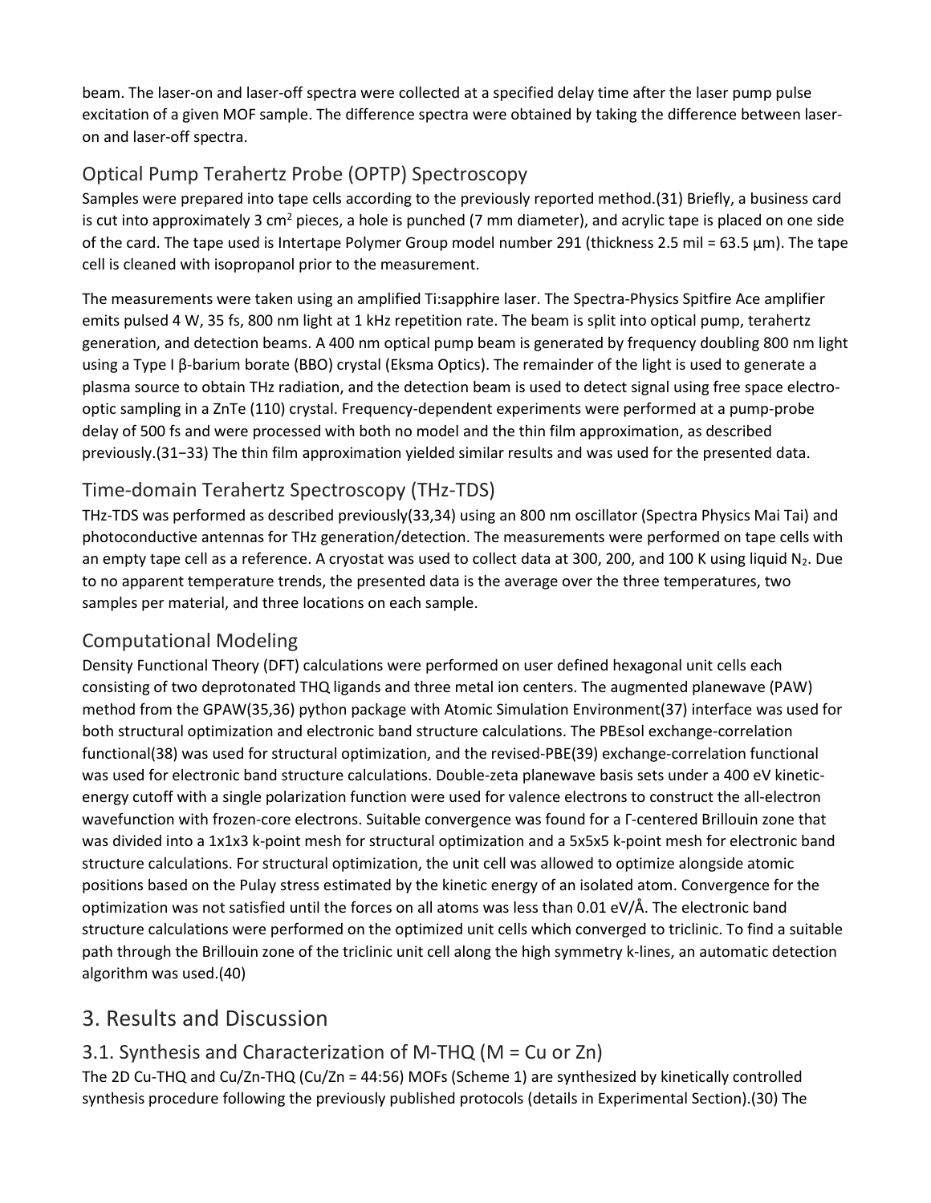beam. The laser-on and laser-off spectra were collected at a specified delay time after the laser pump pulse excitation of a given MOF sample. The difference spectra were obtained by taking the difference between laser-on and laser-off spectra.

## Optical Pump Terahertz Probe (OPTP) Spectroscopy

Samples were prepared into tape cells according to the previously reported method.(31) Briefly, a business card is cut into approximately 3 $cm^2$ pieces, a hole is punched (7 mm diameter), and acrylic tape is placed on one side of the card. The tape used is Intertape Polymer Group model number 291 (thickness 2.5 mil = 63.5 μm). The tape cell is cleaned with isopropanol prior to the measurement.

The measurements were taken using an amplified Ti:sapphire laser. The Spectra-Physics Spitfire Ace amplifier emits pulsed 4 W, 35 fs, 800 nm light at 1 kHz repetition rate. The beam is split into optical pump, terahertz generation, and detection beams. A 400 nm optical pump beam is generated by frequency doubling 800 nm light using a Type I β-barium borate (BBO) crystal (Eksma Optics). The remainder of the light is used to generate a plasma source to obtain THz radiation, and the detection beam is used to detect signal using free space electro-optic sampling in a ZnTe (110) crystal. Frequency-dependent experiments were performed at a pump-probe delay of 500 fs and were processed with both no model and the thin film approximation, as described previously.(31−33) The thin film approximation yielded similar results and was used for the presented data.

## Time-domain Terahertz Spectroscopy (THz-TDS)

THz-TDS was performed as described previously(33,34) using an 800 nm oscillator (Spectra Physics Mai Tai) and photoconductive antennas for THz generation/detection. The measurements were performed on tape cells with an empty tape cell as a reference. A cryostat was used to collect data at 300, 200, and 100 K using liquid $N_2$. Due to no apparent temperature trends, the presented data is the average over the three temperatures, two samples per material, and three locations on each sample.

## Computational Modeling

Density Functional Theory (DFT) calculations were performed on user defined hexagonal unit cells each consisting of two deprotonated THQ ligands and three metal ion centers. The augmented planewave (PAW) method from the GPAW(35,36) python package with Atomic Simulation Environment(37) interface was used for both structural optimization and electronic band structure calculations. The PBEsol exchange-correlation functional(38) was used for structural optimization, and the revised-PBE(39) exchange-correlation functional was used for electronic band structure calculations. Double-zeta planewave basis sets under a 400 eV kinetic-energy cutoff with a single polarization function were used for valence electrons to construct the all-electron wavefunction with frozen-core electrons. Suitable convergence was found for a Γ-centered Brillouin zone that was divided into a 1x1x3 k-point mesh for structural optimization and a 5x5x5 k-point mesh for electronic band structure calculations. For structural optimization, the unit cell was allowed to optimize alongside atomic positions based on the Pulay stress estimated by the kinetic energy of an isolated atom. Convergence for the optimization was not satisfied until the forces on all atoms was less than 0.01 eV/Å. The electronic band structure calculations were performed on the optimized unit cells which converged to triclinic. To find a suitable path through the Brillouin zone of the triclinic unit cell along the high symmetry k-lines, an automatic detection algorithm was used.(40)

# 3. Results and Discussion

## 3.1. Synthesis and Characterization of M-THQ (M = Cu or Zn)

The 2D Cu-THQ and Cu/Zn-THQ (Cu/Zn = 44:56) MOFs (Scheme 1) are synthesized by kinetically controlled synthesis procedure following the previously published protocols (details in Experimental Section).(30) The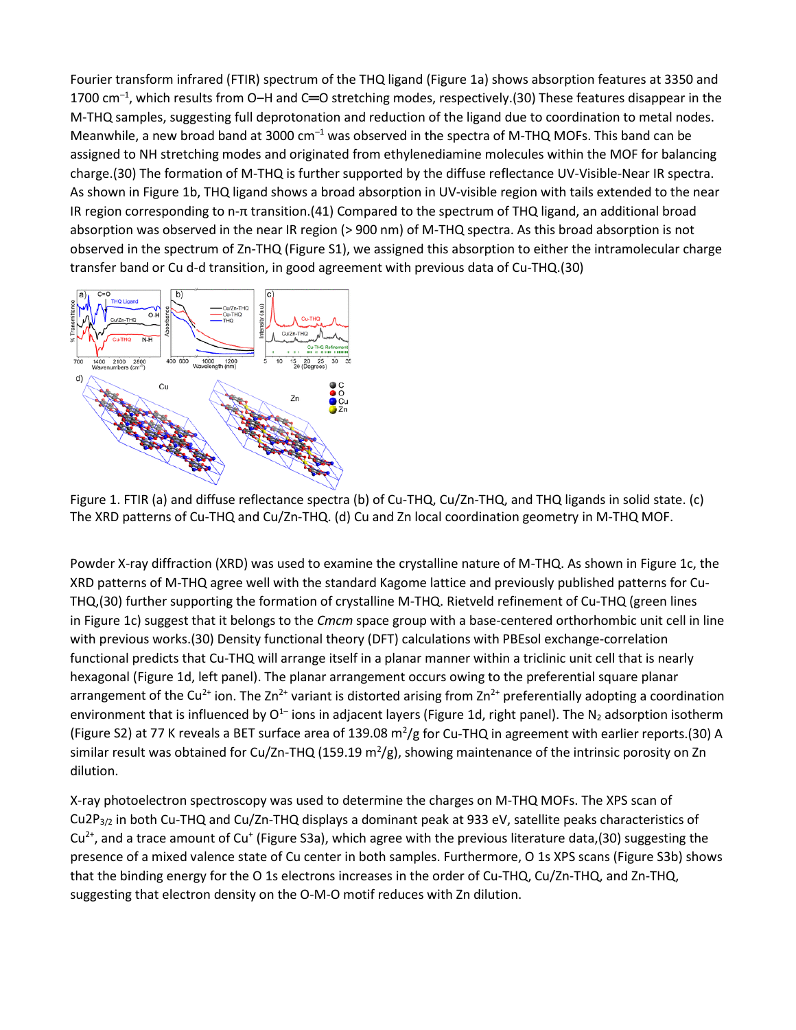Fourier transform infrared (FTIR) spectrum of the THQ ligand (Figure 1a) shows absorption features at 3350 and 1700 $cm^{-1}$, which results from O–H and C═O stretching modes, respectively.(30) These features disappear in the M-THQ samples, suggesting full deprotonation and reduction of the ligand due to coordination to metal nodes. Meanwhile, a new broad band at 3000 $cm^{-1}$ was observed in the spectra of M-THQ MOFs. This band can be assigned to NH stretching modes and originated from ethylenediamine molecules within the MOF for balancing charge.(30) The formation of M-THQ is further supported by the diffuse reflectance UV-Visible-Near IR spectra. As shown in Figure 1b, THQ ligand shows a broad absorption in UV-visible region with tails extended to the near IR region corresponding to n-π transition.(41) Compared to the spectrum of THQ ligand, an additional broad absorption was observed in the near IR region (> 900 nm) of M-THQ spectra. As this broad absorption is not observed in the spectrum of Zn-THQ (Figure S1), we assigned this absorption to either the intramolecular charge transfer band or Cu d-d transition, in good agreement with previous data of Cu-THQ.(30)

Figure 1. FTIR (a) and diffuse reflectance spectra (b) of Cu-THQ, Cu/Zn-THQ, and THQ ligands in solid state. (c) The XRD patterns of Cu-THQ and Cu/Zn-THQ. (d) Cu and Zn local coordination geometry in M-THQ MOF.

Powder X-ray diffraction (XRD) was used to examine the crystalline nature of M-THQ. As shown in Figure 1c, the XRD patterns of M-THQ agree well with the standard Kagome lattice and previously published patterns for Cu-THQ,(30) further supporting the formation of crystalline M-THQ. Rietveld refinement of Cu-THQ (green lines in Figure 1c) suggest that it belongs to the *Cmcm* space group with a base-centered orthorhombic unit cell in line with previous works.(30) Density functional theory (DFT) calculations with PBEsol exchange-correlation functional predicts that Cu-THQ will arrange itself in a planar manner within a triclinic unit cell that is nearly hexagonal (Figure 1d, left panel). The planar arrangement occurs owing to the preferential square planar arrangement of the $Cu^{2+}$ ion. The $Zn^{2+}$ variant is distorted arising from $Zn^{2+}$ preferentially adopting a coordination environment that is influenced by $O^{1-}$ ions in adjacent layers (Figure 1d, right panel). The $N_2$ adsorption isotherm (Figure S2) at 77 K reveals a BET surface area of 139.08 $m^2/g$ for Cu-THQ in agreement with earlier reports.(30) A similar result was obtained for Cu/Zn-THQ (159.19 $m^2/g$), showing maintenance of the intrinsic porosity on Zn dilution.

X-ray photoelectron spectroscopy was used to determine the charges on M-THQ MOFs. The XPS scan of $Cu2P_{3/2}$ in both Cu-THQ and Cu/Zn-THQ displays a dominant peak at 933 eV, satellite peaks characteristics of $Cu^{2+}$, and a trace amount of $Cu^{+}$ (Figure S3a), which agree with the previous literature data,(30) suggesting the presence of a mixed valence state of Cu center in both samples. Furthermore, O 1s XPS scans (Figure S3b) shows that the binding energy for the O 1s electrons increases in the order of Cu-THQ, Cu/Zn-THQ, and Zn-THQ, suggesting that electron density on the O-M-O motif reduces with Zn dilution.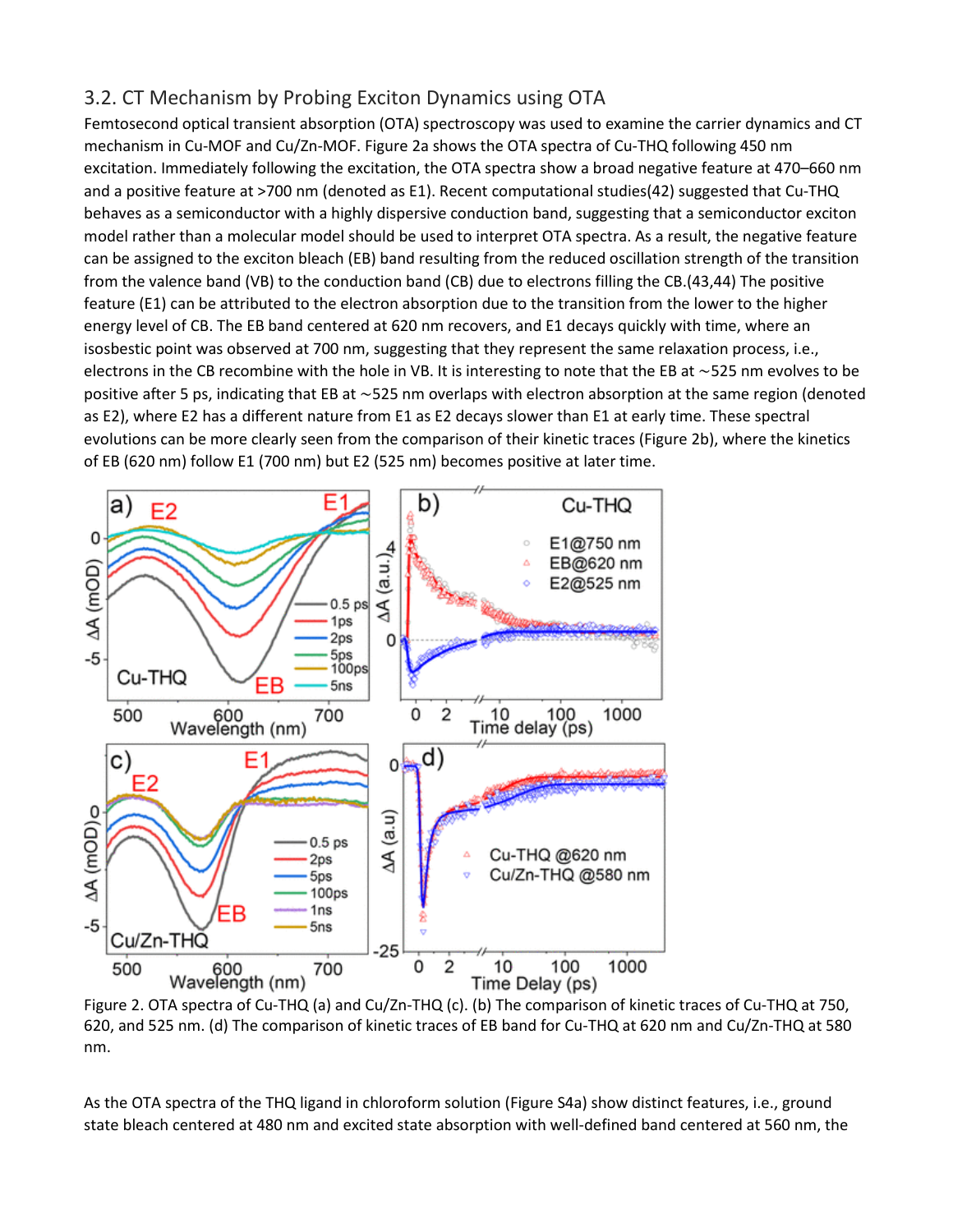### 3.2. CT Mechanism by Probing Exciton Dynamics using OTA

Femtosecond optical transient absorption (OTA) spectroscopy was used to examine the carrier dynamics and CT mechanism in Cu-MOF and Cu/Zn-MOF. Figure 2a shows the OTA spectra of Cu-THQ following 450 nm excitation. Immediately following the excitation, the OTA spectra show a broad negative feature at 470–660 nm and a positive feature at >700 nm (denoted as E1). Recent computational studies(42) suggested that Cu-THQ behaves as a semiconductor with a highly dispersive conduction band, suggesting that a semiconductor exciton model rather than a molecular model should be used to interpret OTA spectra. As a result, the negative feature can be assigned to the exciton bleach (EB) band resulting from the reduced oscillation strength of the transition from the valence band (VB) to the conduction band (CB) due to electrons filling the CB.(43,44) The positive feature (E1) can be attributed to the electron absorption due to the transition from the lower to the higher energy level of CB. The EB band centered at 620 nm recovers, and E1 decays quickly with time, where an isosbestic point was observed at 700 nm, suggesting that they represent the same relaxation process, i.e., electrons in the CB recombine with the hole in VB. It is interesting to note that the EB at ~525 nm evolves to be positive after 5 ps, indicating that EB at ~525 nm overlaps with electron absorption at the same region (denoted as E2), where E2 has a different nature from E1 as E2 decays slower than E1 at early time. These spectral evolutions can be more clearly seen from the comparison of their kinetic traces (Figure 2b), where the kinetics of EB (620 nm) follow E1 (700 nm) but E2 (525 nm) becomes positive at later time.

Figure 2. OTA spectra of Cu-THQ (a) and Cu/Zn-THQ (c). (b) The comparison of kinetic traces of Cu-THQ at 750, 620, and 525 nm. (d) The comparison of kinetic traces of EB band for Cu-THQ at 620 nm and Cu/Zn-THQ at 580 nm.

As the OTA spectra of the THQ ligand in chloroform solution (Figure S4a) show distinct features, i.e., ground state bleach centered at 480 nm and excited state absorption with well-defined band centered at 560 nm, the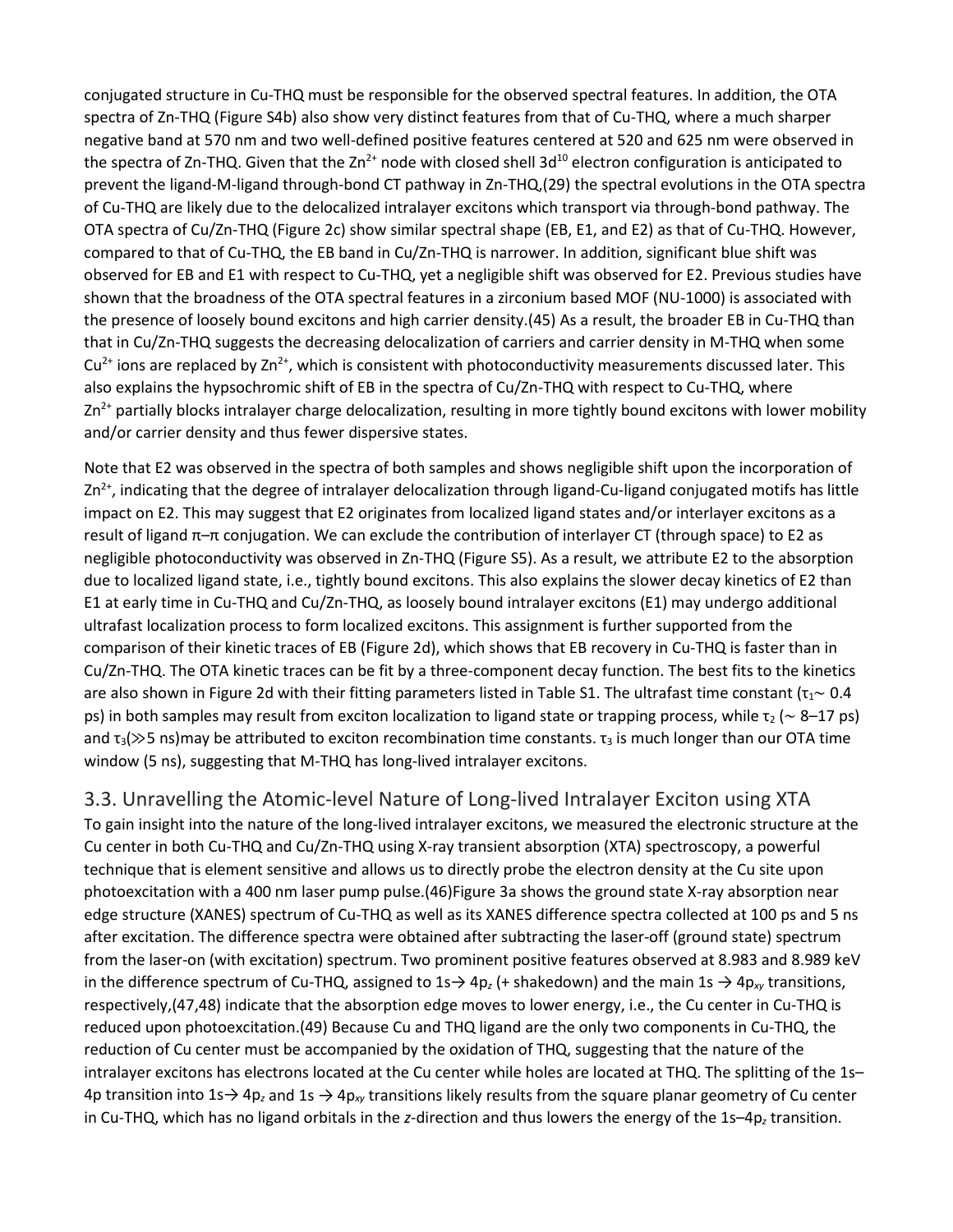conjugated structure in Cu-THQ must be responsible for the observed spectral features. In addition, the OTA spectra of Zn-THQ (Figure S4b) also show very distinct features from that of Cu-THQ, where a much sharper negative band at 570 nm and two well-defined positive features centered at 520 and 625 nm were observed in the spectra of Zn-THQ. Given that the $Zn^{2+}$ node with closed shell $3d^{10}$ electron configuration is anticipated to prevent the ligand-M-ligand through-bond CT pathway in Zn-THQ,(29) the spectral evolutions in the OTA spectra of Cu-THQ are likely due to the delocalized intralayer excitons which transport via through-bond pathway. The OTA spectra of Cu/Zn-THQ (Figure 2c) show similar spectral shape (EB, E1, and E2) as that of Cu-THQ. However, compared to that of Cu-THQ, the EB band in Cu/Zn-THQ is narrower. In addition, significant blue shift was observed for EB and E1 with respect to Cu-THQ, yet a negligible shift was observed for E2. Previous studies have shown that the broadness of the OTA spectral features in a zirconium based MOF (NU-1000) is associated with the presence of loosely bound excitons and high carrier density.(45) As a result, the broader EB in Cu-THQ than that in Cu/Zn-THQ suggests the decreasing delocalization of carriers and carrier density in M-THQ when some $Cu^{2+}$ ions are replaced by $Zn^{2+}$, which is consistent with photoconductivity measurements discussed later. This also explains the hypsochromic shift of EB in the spectra of Cu/Zn-THQ with respect to Cu-THQ, where $Zn^{2+}$ partially blocks intralayer charge delocalization, resulting in more tightly bound excitons with lower mobility and/or carrier density and thus fewer dispersive states.

Note that E2 was observed in the spectra of both samples and shows negligible shift upon the incorporation of $Zn^{2+}$, indicating that the degree of intralayer delocalization through ligand-Cu-ligand conjugated motifs has little impact on E2. This may suggest that E2 originates from localized ligand states and/or interlayer excitons as a result of ligand π–π conjugation. We can exclude the contribution of interlayer CT (through space) to E2 as negligible photoconductivity was observed in Zn-THQ (Figure S5). As a result, we attribute E2 to the absorption due to localized ligand state, i.e., tightly bound excitons. This also explains the slower decay kinetics of E2 than E1 at early time in Cu-THQ and Cu/Zn-THQ, as loosely bound intralayer excitons (E1) may undergo additional ultrafast localization process to form localized excitons. This assignment is further supported from the comparison of their kinetic traces of EB (Figure 2d), which shows that EB recovery in Cu-THQ is faster than in Cu/Zn-THQ. The OTA kinetic traces can be fit by a three-component decay function. The best fits to the kinetics are also shown in Figure 2d with their fitting parameters listed in Table S1. The ultrafast time constant ($\tau_1 \sim 0.4$ ps) in both samples may result from exciton localization to ligand state or trapping process, while $\tau_2$ ($\sim$ 8–17 ps) and $\tau_3$($\gg$5 ns)may be attributed to exciton recombination time constants. $\tau_3$ is much longer than our OTA time window (5 ns), suggesting that M-THQ has long-lived intralayer excitons.

### 3.3. Unravelling the Atomic-level Nature of Long-lived Intralayer Exciton using XTA

To gain insight into the nature of the long-lived intralayer excitons, we measured the electronic structure at the Cu center in both Cu-THQ and Cu/Zn-THQ using X-ray transient absorption (XTA) spectroscopy, a powerful technique that is element sensitive and allows us to directly probe the electron density at the Cu site upon photoexcitation with a 400 nm laser pump pulse.(46)Figure 3a shows the ground state X-ray absorption near edge structure (XANES) spectrum of Cu-THQ as well as its XANES difference spectra collected at 100 ps and 5 ns after excitation. The difference spectra were obtained after subtracting the laser-off (ground state) spectrum from the laser-on (with excitation) spectrum. Two prominent positive features observed at 8.983 and 8.989 keV in the difference spectrum of Cu-THQ, assigned to 1s→ $4p_z$ (+ shakedown) and the main 1s → $4p_{xy}$ transitions, respectively,(47,48) indicate that the absorption edge moves to lower energy, i.e., the Cu center in Cu-THQ is reduced upon photoexcitation.(49) Because Cu and THQ ligand are the only two components in Cu-THQ, the reduction of Cu center must be accompanied by the oxidation of THQ, suggesting that the nature of the intralayer excitons has electrons located at the Cu center while holes are located at THQ. The splitting of the 1s–4p transition into 1s→ $4p_z$ and 1s → $4p_{xy}$ transitions likely results from the square planar geometry of Cu center in Cu-THQ, which has no ligand orbitals in the *z*-direction and thus lowers the energy of the 1s–$4p_z$ transition.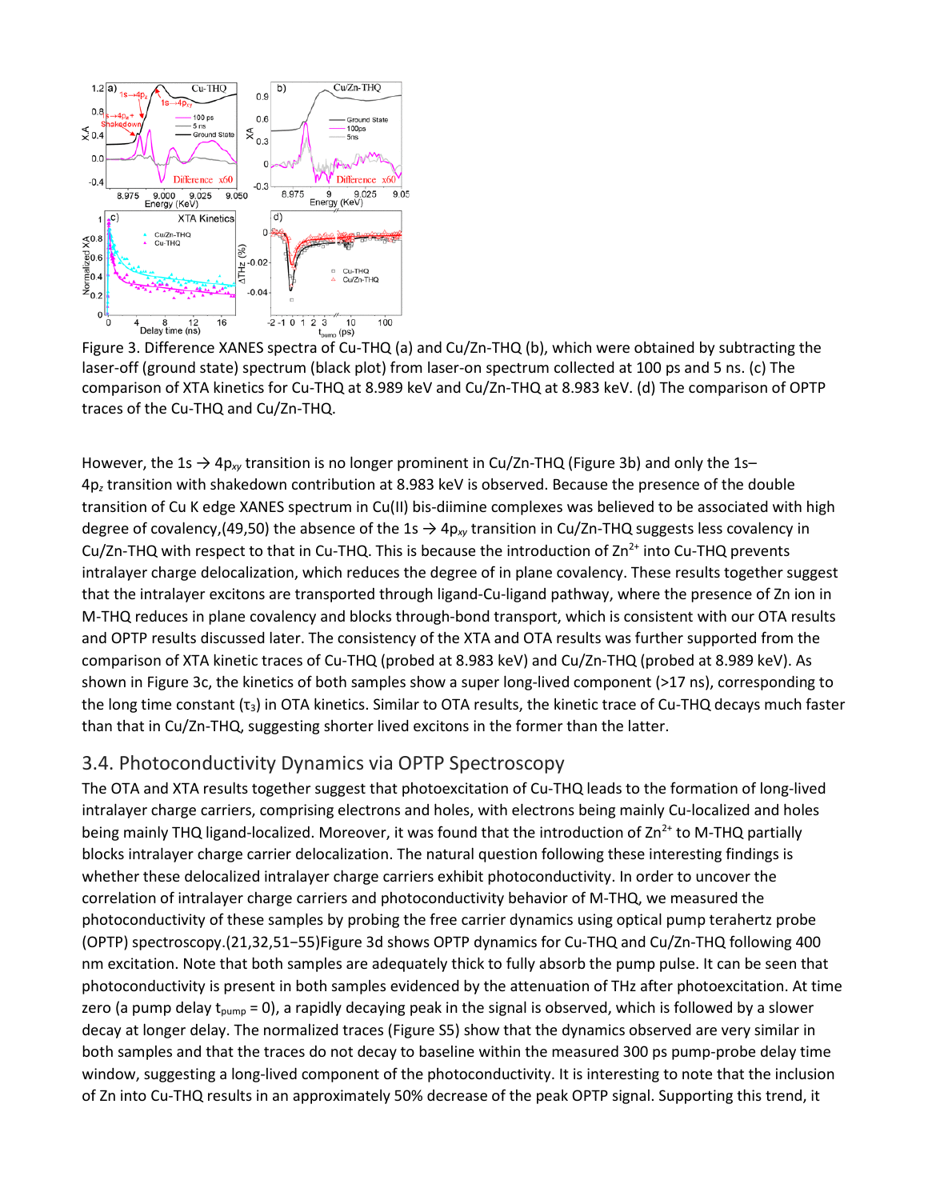Figure 3. Difference XANES spectra of Cu-THQ (a) and Cu/Zn-THQ (b), which were obtained by subtracting the laser-off (ground state) spectrum (black plot) from laser-on spectrum collected at 100 ps and 5 ns. (c) The comparison of XTA kinetics for Cu-THQ at 8.989 keV and Cu/Zn-THQ at 8.983 keV. (d) The comparison of OPTP traces of the Cu-THQ and Cu/Zn-THQ.

However, the 1s → $4p_{xy}$ transition is no longer prominent in Cu/Zn-THQ (Figure 3b) and only the 1s–$4p_z$ transition with shakedown contribution at 8.983 keV is observed. Because the presence of the double transition of Cu K edge XANES spectrum in Cu(II) bis-diimine complexes was believed to be associated with high degree of covalency,(49,50) the absence of the 1s → $4p_{xy}$ transition in Cu/Zn-THQ suggests less covalency in Cu/Zn-THQ with respect to that in Cu-THQ. This is because the introduction of $Zn^{2+}$ into Cu-THQ prevents intralayer charge delocalization, which reduces the degree of in plane covalency. These results together suggest that the intralayer excitons are transported through ligand-Cu-ligand pathway, where the presence of Zn ion in M-THQ reduces in plane covalency and blocks through-bond transport, which is consistent with our OTA results and OPTP results discussed later. The consistency of the XTA and OTA results was further supported from the comparison of XTA kinetic traces of Cu-THQ (probed at 8.983 keV) and Cu/Zn-THQ (probed at 8.989 keV). As shown in Figure 3c, the kinetics of both samples show a super long-lived component (>17 ns), corresponding to the long time constant ($\tau_3$) in OTA kinetics. Similar to OTA results, the kinetic trace of Cu-THQ decays much faster than that in Cu/Zn-THQ, suggesting shorter lived excitons in the former than the latter.

## 3.4. Photoconductivity Dynamics via OPTP Spectroscopy

The OTA and XTA results together suggest that photoexcitation of Cu-THQ leads to the formation of long-lived intralayer charge carriers, comprising electrons and holes, with electrons being mainly Cu-localized and holes being mainly THQ ligand-localized. Moreover, it was found that the introduction of $Zn^{2+}$ to M-THQ partially blocks intralayer charge carrier delocalization. The natural question following these interesting findings is whether these delocalized intralayer charge carriers exhibit photoconductivity. In order to uncover the correlation of intralayer charge carriers and photoconductivity behavior of M-THQ, we measured the photoconductivity of these samples by probing the free carrier dynamics using optical pump terahertz probe (OPTP) spectroscopy.(21,32,51−55)Figure 3d shows OPTP dynamics for Cu-THQ and Cu/Zn-THQ following 400 nm excitation. Note that both samples are adequately thick to fully absorb the pump pulse. It can be seen that photoconductivity is present in both samples evidenced by the attenuation of THz after photoexcitation. At time zero (a pump delay $t_{pump}$ = 0), a rapidly decaying peak in the signal is observed, which is followed by a slower decay at longer delay. The normalized traces (Figure S5) show that the dynamics observed are very similar in both samples and that the traces do not decay to baseline within the measured 300 ps pump-probe delay time window, suggesting a long-lived component of the photoconductivity. It is interesting to note that the inclusion of Zn into Cu-THQ results in an approximately 50% decrease of the peak OPTP signal. Supporting this trend, it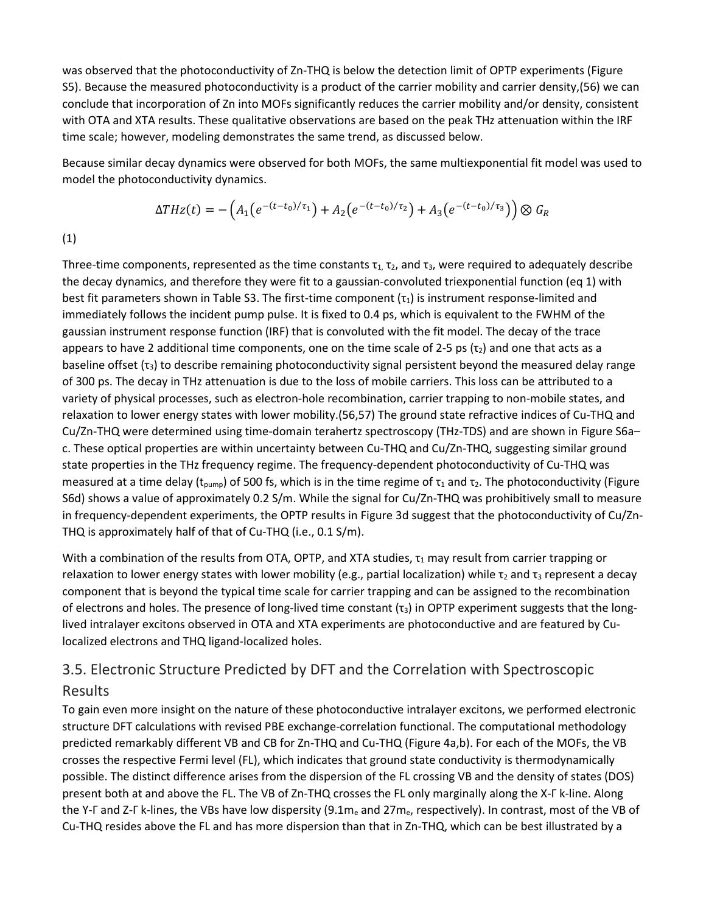was observed that the photoconductivity of Zn-THQ is below the detection limit of OPTP experiments (Figure S5). Because the measured photoconductivity is a product of the carrier mobility and carrier density,(56) we can conclude that incorporation of Zn into MOFs significantly reduces the carrier mobility and/or density, consistent with OTA and XTA results. These qualitative observations are based on the peak THz attenuation within the IRF time scale; however, modeling demonstrates the same trend, as discussed below.

Because similar decay dynamics were observed for both MOFs, the same multiexponential fit model was used to model the photoconductivity dynamics.

$$\Delta THz(t) = -\left(A_1\left(e^{-(t-t_0)/\tau_1}\right) + A_2\left(e^{-(t-t_0)/\tau_2}\right) + A_3\left(e^{-(t-t_0)/\tau_3}\right)\right) \otimes G_R$$

(1)

Three-time components, represented as the time constants $\tau_1$, $\tau_2$, and $\tau_3$, were required to adequately describe the decay dynamics, and therefore they were fit to a gaussian-convoluted triexponential function (eq 1) with best fit parameters shown in Table S3. The first-time component ($\tau_1$) is instrument response-limited and immediately follows the incident pump pulse. It is fixed to 0.4 ps, which is equivalent to the FWHM of the gaussian instrument response function (IRF) that is convoluted with the fit model. The decay of the trace appears to have 2 additional time components, one on the time scale of 2-5 ps ($\tau_2$) and one that acts as a baseline offset ($\tau_3$) to describe remaining photoconductivity signal persistent beyond the measured delay range of 300 ps. The decay in THz attenuation is due to the loss of mobile carriers. This loss can be attributed to a variety of physical processes, such as electron-hole recombination, carrier trapping to non-mobile states, and relaxation to lower energy states with lower mobility.(56,57) The ground state refractive indices of Cu-THQ and Cu/Zn-THQ were determined using time-domain terahertz spectroscopy (THz-TDS) and are shown in Figure S6a–c. These optical properties are within uncertainty between Cu-THQ and Cu/Zn-THQ, suggesting similar ground state properties in the THz frequency regime. The frequency-dependent photoconductivity of Cu-THQ was measured at a time delay ($t_{pump}$) of 500 fs, which is in the time regime of $\tau_1$ and $\tau_2$. The photoconductivity (Figure S6d) shows a value of approximately 0.2 S/m. While the signal for Cu/Zn-THQ was prohibitively small to measure in frequency-dependent experiments, the OPTP results in Figure 3d suggest that the photoconductivity of Cu/Zn-THQ is approximately half of that of Cu-THQ (i.e., 0.1 S/m).

With a combination of the results from OTA, OPTP, and XTA studies, $\tau_1$ may result from carrier trapping or relaxation to lower energy states with lower mobility (e.g., partial localization) while $\tau_2$ and $\tau_3$ represent a decay component that is beyond the typical time scale for carrier trapping and can be assigned to the recombination of electrons and holes. The presence of long-lived time constant ($\tau_3$) in OPTP experiment suggests that the long-lived intralayer excitons observed in OTA and XTA experiments are photoconductive and are featured by Cu-localized electrons and THQ ligand-localized holes.

## 3.5. Electronic Structure Predicted by DFT and the Correlation with Spectroscopic Results

To gain even more insight on the nature of these photoconductive intralayer excitons, we performed electronic structure DFT calculations with revised PBE exchange-correlation functional. The computational methodology predicted remarkably different VB and CB for Zn-THQ and Cu-THQ (Figure 4a,b). For each of the MOFs, the VB crosses the respective Fermi level (FL), which indicates that ground state conductivity is thermodynamically possible. The distinct difference arises from the dispersion of the FL crossing VB and the density of states (DOS) present both at and above the FL. The VB of Zn-THQ crosses the FL only marginally along the X-Γ k-line. Along the Y-Γ and Z-Γ k-lines, the VBs have low dispersity (9.1$m_e$ and 27$m_e$, respectively). In contrast, most of the VB of Cu-THQ resides above the FL and has more dispersion than that in Zn-THQ, which can be best illustrated by a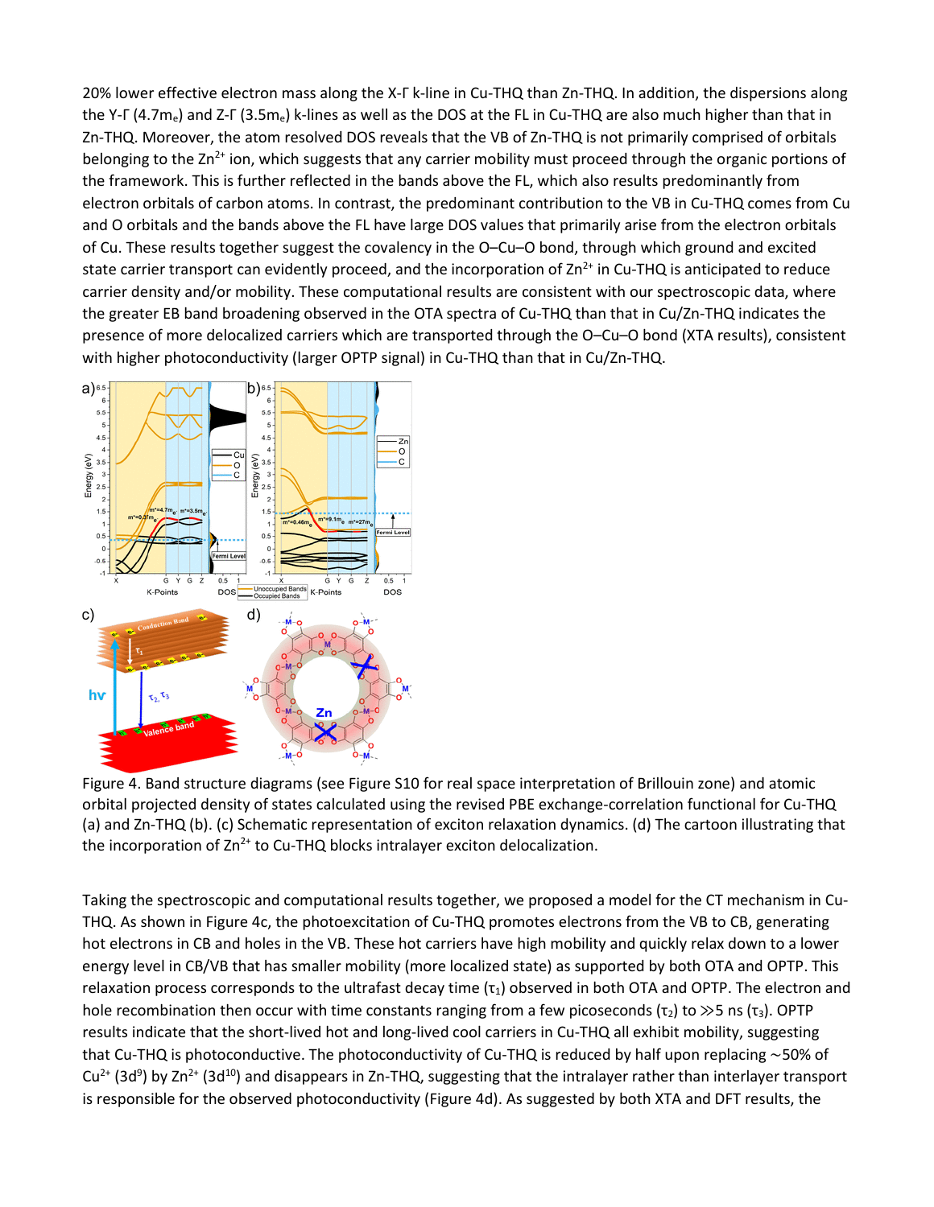20% lower effective electron mass along the X-Γ k-line in Cu-THQ than Zn-THQ. In addition, the dispersions along the Y-Γ ($4.7m_e$) and Z-Γ ($3.5m_e$) k-lines as well as the DOS at the FL in Cu-THQ are also much higher than that in Zn-THQ. Moreover, the atom resolved DOS reveals that the VB of Zn-THQ is not primarily comprised of orbitals belonging to the $Zn^{2+}$ ion, which suggests that any carrier mobility must proceed through the organic portions of the framework. This is further reflected in the bands above the FL, which also results predominantly from electron orbitals of carbon atoms. In contrast, the predominant contribution to the VB in Cu-THQ comes from Cu and O orbitals and the bands above the FL have large DOS values that primarily arise from the electron orbitals of Cu. These results together suggest the covalency in the O–Cu–O bond, through which ground and excited state carrier transport can evidently proceed, and the incorporation of $Zn^{2+}$ in Cu-THQ is anticipated to reduce carrier density and/or mobility. These computational results are consistent with our spectroscopic data, where the greater EB band broadening observed in the OTA spectra of Cu-THQ than that in Cu/Zn-THQ indicates the presence of more delocalized carriers which are transported through the O–Cu–O bond (XTA results), consistent with higher photoconductivity (larger OPTP signal) in Cu-THQ than that in Cu/Zn-THQ.

Figure 4. Band structure diagrams (see Figure S10 for real space interpretation of Brillouin zone) and atomic orbital projected density of states calculated using the revised PBE exchange-correlation functional for Cu-THQ (a) and Zn-THQ (b). (c) Schematic representation of exciton relaxation dynamics. (d) The cartoon illustrating that the incorporation of $Zn^{2+}$ to Cu-THQ blocks intralayer exciton delocalization.

Taking the spectroscopic and computational results together, we proposed a model for the CT mechanism in Cu-THQ. As shown in Figure 4c, the photoexcitation of Cu-THQ promotes electrons from the VB to CB, generating hot electrons in CB and holes in the VB. These hot carriers have high mobility and quickly relax down to a lower energy level in CB/VB that has smaller mobility (more localized state) as supported by both OTA and OPTP. This relaxation process corresponds to the ultrafast decay time ($\tau_1$) observed in both OTA and OPTP. The electron and hole recombination then occur with time constants ranging from a few picoseconds ($\tau_2$) to $\gg$5 ns ($\tau_3$). OPTP results indicate that the short-lived hot and long-lived cool carriers in Cu-THQ all exhibit mobility, suggesting that Cu-THQ is photoconductive. The photoconductivity of Cu-THQ is reduced by half upon replacing ~50% of $Cu^{2+}$ ($3d^9$) by $Zn^{2+}$ ($3d^{10}$) and disappears in Zn-THQ, suggesting that the intralayer rather than interlayer transport is responsible for the observed photoconductivity (Figure 4d). As suggested by both XTA and DFT results, the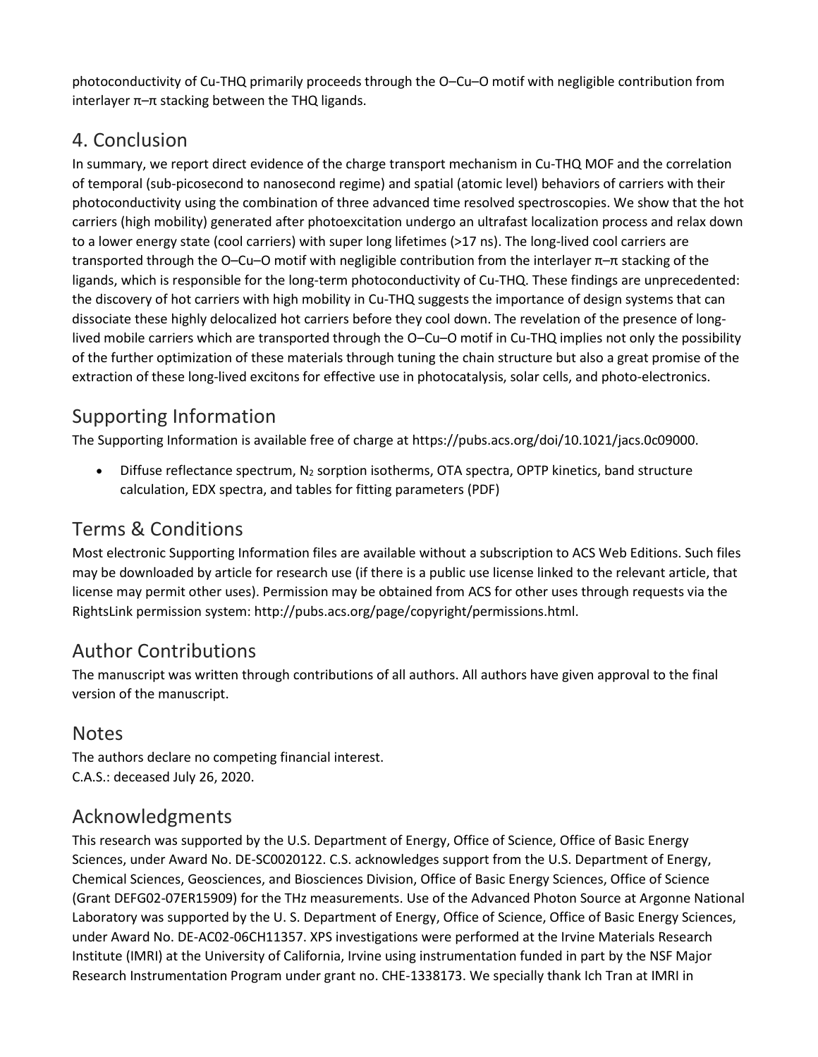photoconductivity of Cu-THQ primarily proceeds through the O–Cu–O motif with negligible contribution from interlayer π–π stacking between the THQ ligands.

## 4. Conclusion

In summary, we report direct evidence of the charge transport mechanism in Cu-THQ MOF and the correlation of temporal (sub-picosecond to nanosecond regime) and spatial (atomic level) behaviors of carriers with their photoconductivity using the combination of three advanced time resolved spectroscopies. We show that the hot carriers (high mobility) generated after photoexcitation undergo an ultrafast localization process and relax down to a lower energy state (cool carriers) with super long lifetimes (>17 ns). The long-lived cool carriers are transported through the O–Cu–O motif with negligible contribution from the interlayer π–π stacking of the ligands, which is responsible for the long-term photoconductivity of Cu-THQ. These findings are unprecedented: the discovery of hot carriers with high mobility in Cu-THQ suggests the importance of design systems that can dissociate these highly delocalized hot carriers before they cool down. The revelation of the presence of long-lived mobile carriers which are transported through the O–Cu–O motif in Cu-THQ implies not only the possibility of the further optimization of these materials through tuning the chain structure but also a great promise of the extraction of these long-lived excitons for effective use in photocatalysis, solar cells, and photo-electronics.

## Supporting Information

The Supporting Information is available free of charge at https://pubs.acs.org/doi/10.1021/jacs.0c09000.

- Diffuse reflectance spectrum, $N_2$ sorption isotherms, OTA spectra, OPTP kinetics, band structure calculation, EDX spectra, and tables for fitting parameters (PDF)

## Terms & Conditions

Most electronic Supporting Information files are available without a subscription to ACS Web Editions. Such files may be downloaded by article for research use (if there is a public use license linked to the relevant article, that license may permit other uses). Permission may be obtained from ACS for other uses through requests via the RightsLink permission system: http://pubs.acs.org/page/copyright/permissions.html.

## Author Contributions

The manuscript was written through contributions of all authors. All authors have given approval to the final version of the manuscript.

## Notes

The authors declare no competing financial interest.
C.A.S.: deceased July 26, 2020.

## Acknowledgments

This research was supported by the U.S. Department of Energy, Office of Science, Office of Basic Energy Sciences, under Award No. DE-SC0020122. C.S. acknowledges support from the U.S. Department of Energy, Chemical Sciences, Geosciences, and Biosciences Division, Office of Basic Energy Sciences, Office of Science (Grant DEFG02-07ER15909) for the THz measurements. Use of the Advanced Photon Source at Argonne National Laboratory was supported by the U. S. Department of Energy, Office of Science, Office of Basic Energy Sciences, under Award No. DE-AC02-06CH11357. XPS investigations were performed at the Irvine Materials Research Institute (IMRI) at the University of California, Irvine using instrumentation funded in part by the NSF Major Research Instrumentation Program under grant no. CHE-1338173. We specially thank Ich Tran at IMRI in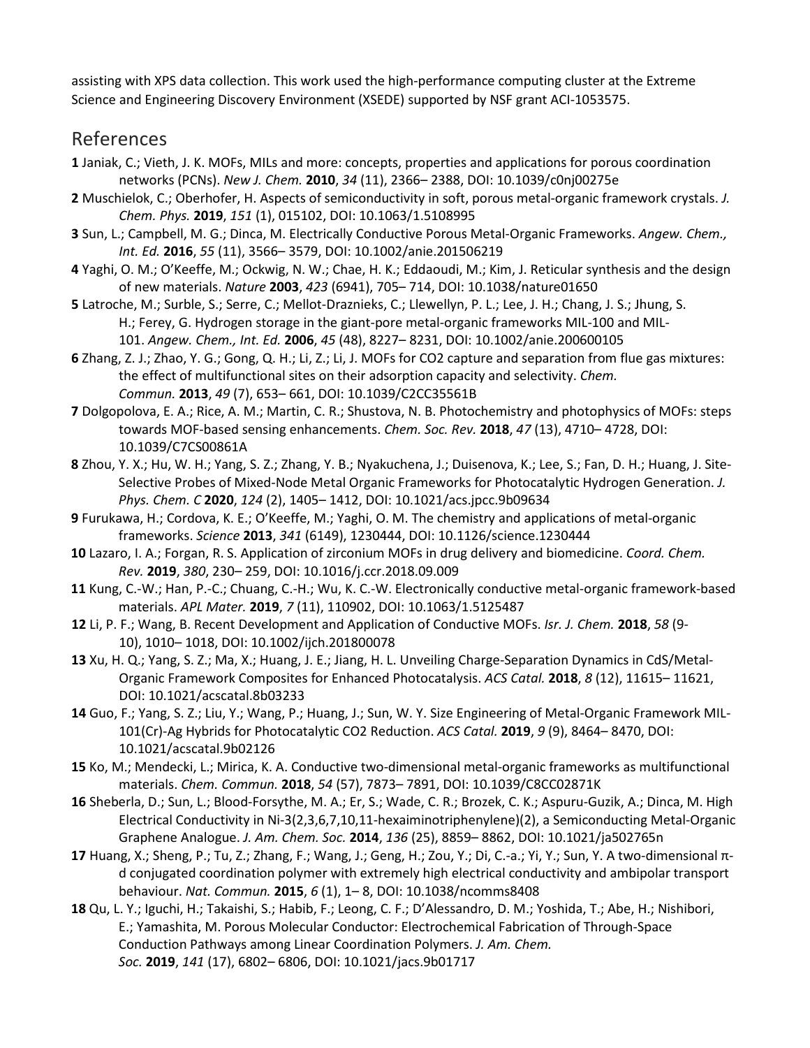assisting with XPS data collection. This work used the high-performance computing cluster at the Extreme Science and Engineering Discovery Environment (XSEDE) supported by NSF grant ACI-1053575.

## References

**1** Janiak, C.; Vieth, J. K. MOFs, MILs and more: concepts, properties and applications for porous coordination networks (PCNs). *New J. Chem.* **2010**, *34* (11), 2366– 2388, DOI: 10.1039/c0nj00275e

**2** Muschielok, C.; Oberhofer, H. Aspects of semiconductivity in soft, porous metal-organic framework crystals. *J. Chem. Phys.* **2019**, *151* (1), 015102, DOI: 10.1063/1.5108995

**3** Sun, L.; Campbell, M. G.; Dinca, M. Electrically Conductive Porous Metal-Organic Frameworks. *Angew. Chem., Int. Ed.* **2016**, *55* (11), 3566– 3579, DOI: 10.1002/anie.201506219

**4** Yaghi, O. M.; O'Keeffe, M.; Ockwig, N. W.; Chae, H. K.; Eddaoudi, M.; Kim, J. Reticular synthesis and the design of new materials. *Nature* **2003**, *423* (6941), 705– 714, DOI: 10.1038/nature01650

**5** Latroche, M.; Surble, S.; Serre, C.; Mellot-Draznieks, C.; Llewellyn, P. L.; Lee, J. H.; Chang, J. S.; Jhung, S. H.; Ferey, G. Hydrogen storage in the giant-pore metal-organic frameworks MIL-100 and MIL-101. *Angew. Chem., Int. Ed.* **2006**, *45* (48), 8227– 8231, DOI: 10.1002/anie.200600105

**6** Zhang, Z. J.; Zhao, Y. G.; Gong, Q. H.; Li, Z.; Li, J. MOFs for CO2 capture and separation from flue gas mixtures: the effect of multifunctional sites on their adsorption capacity and selectivity. *Chem. Commun.* **2013**, *49* (7), 653– 661, DOI: 10.1039/C2CC35561B

**7** Dolgopolova, E. A.; Rice, A. M.; Martin, C. R.; Shustova, N. B. Photochemistry and photophysics of MOFs: steps towards MOF-based sensing enhancements. *Chem. Soc. Rev.* **2018**, *47* (13), 4710– 4728, DOI: 10.1039/C7CS00861A

**8** Zhou, Y. X.; Hu, W. H.; Yang, S. Z.; Zhang, Y. B.; Nyakuchena, J.; Duisenova, K.; Lee, S.; Fan, D. H.; Huang, J. Site-Selective Probes of Mixed-Node Metal Organic Frameworks for Photocatalytic Hydrogen Generation. *J. Phys. Chem. C* **2020**, *124* (2), 1405– 1412, DOI: 10.1021/acs.jpcc.9b09634

**9** Furukawa, H.; Cordova, K. E.; O'Keeffe, M.; Yaghi, O. M. The chemistry and applications of metal-organic frameworks. *Science* **2013**, *341* (6149), 1230444, DOI: 10.1126/science.1230444

**10** Lazaro, I. A.; Forgan, R. S. Application of zirconium MOFs in drug delivery and biomedicine. *Coord. Chem. Rev.* **2019**, *380*, 230– 259, DOI: 10.1016/j.ccr.2018.09.009

**11** Kung, C.-W.; Han, P.-C.; Chuang, C.-H.; Wu, K. C.-W. Electronically conductive metal-organic framework-based materials. *APL Mater.* **2019**, *7* (11), 110902, DOI: 10.1063/1.5125487

**12** Li, P. F.; Wang, B. Recent Development and Application of Conductive MOFs. *Isr. J. Chem.* **2018**, *58* (9-10), 1010– 1018, DOI: 10.1002/ijch.201800078

**13** Xu, H. Q.; Yang, S. Z.; Ma, X.; Huang, J. E.; Jiang, H. L. Unveiling Charge-Separation Dynamics in CdS/Metal-Organic Framework Composites for Enhanced Photocatalysis. *ACS Catal.* **2018**, *8* (12), 11615– 11621, DOI: 10.1021/acscatal.8b03233

**14** Guo, F.; Yang, S. Z.; Liu, Y.; Wang, P.; Huang, J.; Sun, W. Y. Size Engineering of Metal-Organic Framework MIL-101(Cr)-Ag Hybrids for Photocatalytic CO2 Reduction. *ACS Catal.* **2019**, *9* (9), 8464– 8470, DOI: 10.1021/acscatal.9b02126

**15** Ko, M.; Mendecki, L.; Mirica, K. A. Conductive two-dimensional metal-organic frameworks as multifunctional materials. *Chem. Commun.* **2018**, *54* (57), 7873– 7891, DOI: 10.1039/C8CC02871K

**16** Sheberla, D.; Sun, L.; Blood-Forsythe, M. A.; Er, S.; Wade, C. R.; Brozek, C. K.; Aspuru-Guzik, A.; Dinca, M. High Electrical Conductivity in Ni-3(2,3,6,7,10,11-hexaiminotriphenylene)(2), a Semiconducting Metal-Organic Graphene Analogue. *J. Am. Chem. Soc.* **2014**, *136* (25), 8859– 8862, DOI: 10.1021/ja502765n

**17** Huang, X.; Sheng, P.; Tu, Z.; Zhang, F.; Wang, J.; Geng, H.; Zou, Y.; Di, C.-a.; Yi, Y.; Sun, Y. A two-dimensional π-d conjugated coordination polymer with extremely high electrical conductivity and ambipolar transport behaviour. *Nat. Commun.* **2015**, *6* (1), 1– 8, DOI: 10.1038/ncomms8408

**18** Qu, L. Y.; Iguchi, H.; Takaishi, S.; Habib, F.; Leong, C. F.; D'Alessandro, D. M.; Yoshida, T.; Abe, H.; Nishibori, E.; Yamashita, M. Porous Molecular Conductor: Electrochemical Fabrication of Through-Space Conduction Pathways among Linear Coordination Polymers. *J. Am. Chem. Soc.* **2019**, *141* (17), 6802– 6806, DOI: 10.1021/jacs.9b01717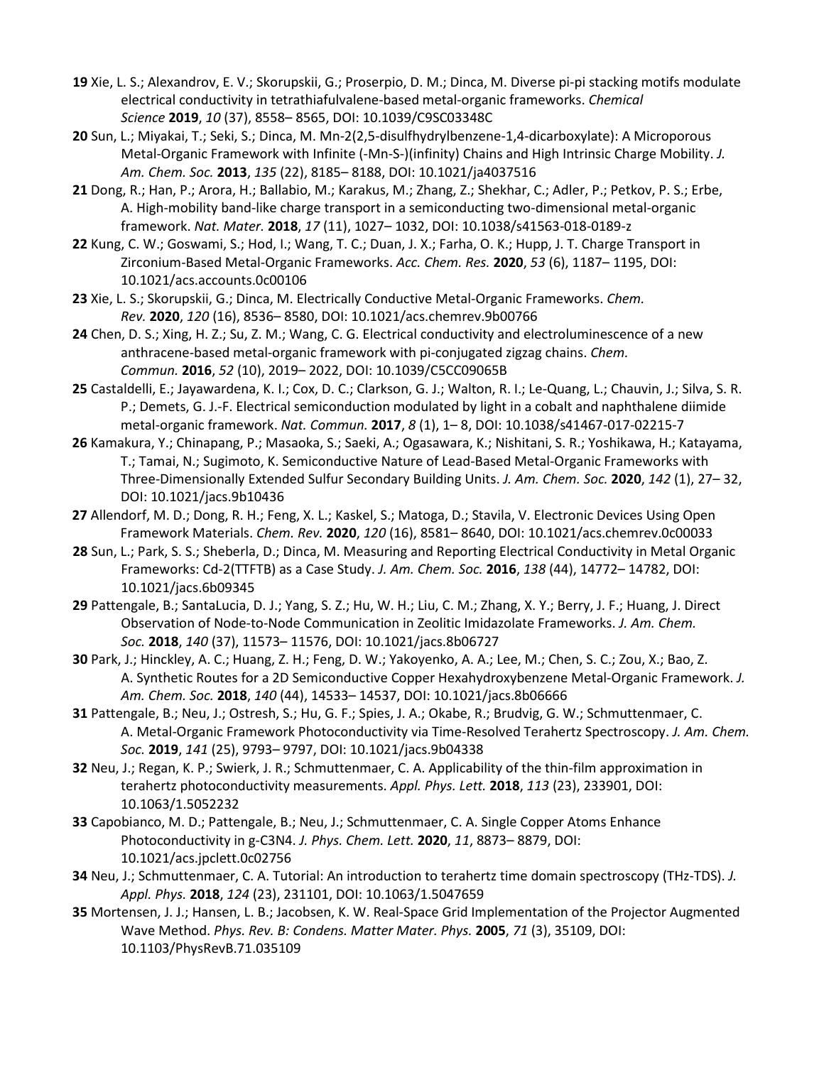**19** Xie, L. S.; Alexandrov, E. V.; Skorupskii, G.; Proserpio, D. M.; Dinca, M. Diverse pi-pi stacking motifs modulate electrical conductivity in tetrathiafulvalene-based metal-organic frameworks. *Chemical Science* **2019**, *10* (37), 8558– 8565, DOI: 10.1039/C9SC03348C

**20** Sun, L.; Miyakai, T.; Seki, S.; Dinca, M. Mn-2(2,5-disulfhydrylbenzene-1,4-dicarboxylate): A Microporous Metal-Organic Framework with Infinite (-Mn-S-)(infinity) Chains and High Intrinsic Charge Mobility. *J. Am. Chem. Soc.* **2013**, *135* (22), 8185– 8188, DOI: 10.1021/ja4037516

**21** Dong, R.; Han, P.; Arora, H.; Ballabio, M.; Karakus, M.; Zhang, Z.; Shekhar, C.; Adler, P.; Petkov, P. S.; Erbe, A. High-mobility band-like charge transport in a semiconducting two-dimensional metal-organic framework. *Nat. Mater.* **2018**, *17* (11), 1027– 1032, DOI: 10.1038/s41563-018-0189-z

**22** Kung, C. W.; Goswami, S.; Hod, I.; Wang, T. C.; Duan, J. X.; Farha, O. K.; Hupp, J. T. Charge Transport in Zirconium-Based Metal-Organic Frameworks. *Acc. Chem. Res.* **2020**, *53* (6), 1187– 1195, DOI: 10.1021/acs.accounts.0c00106

**23** Xie, L. S.; Skorupskii, G.; Dinca, M. Electrically Conductive Metal-Organic Frameworks. *Chem. Rev.* **2020**, *120* (16), 8536– 8580, DOI: 10.1021/acs.chemrev.9b00766

**24** Chen, D. S.; Xing, H. Z.; Su, Z. M.; Wang, C. G. Electrical conductivity and electroluminescence of a new anthracene-based metal-organic framework with pi-conjugated zigzag chains. *Chem. Commun.* **2016**, *52* (10), 2019– 2022, DOI: 10.1039/C5CC09065B

**25** Castaldelli, E.; Jayawardena, K. I.; Cox, D. C.; Clarkson, G. J.; Walton, R. I.; Le-Quang, L.; Chauvin, J.; Silva, S. R. P.; Demets, G. J.-F. Electrical semiconduction modulated by light in a cobalt and naphthalene diimide metal-organic framework. *Nat. Commun.* **2017**, *8* (1), 1– 8, DOI: 10.1038/s41467-017-02215-7

**26** Kamakura, Y.; Chinapang, P.; Masaoka, S.; Saeki, A.; Ogasawara, K.; Nishitani, S. R.; Yoshikawa, H.; Katayama, T.; Tamai, N.; Sugimoto, K. Semiconductive Nature of Lead-Based Metal-Organic Frameworks with Three-Dimensionally Extended Sulfur Secondary Building Units. *J. Am. Chem. Soc.* **2020**, *142* (1), 27– 32, DOI: 10.1021/jacs.9b10436

**27** Allendorf, M. D.; Dong, R. H.; Feng, X. L.; Kaskel, S.; Matoga, D.; Stavila, V. Electronic Devices Using Open Framework Materials. *Chem. Rev.* **2020**, *120* (16), 8581– 8640, DOI: 10.1021/acs.chemrev.0c00033

**28** Sun, L.; Park, S. S.; Sheberla, D.; Dinca, M. Measuring and Reporting Electrical Conductivity in Metal Organic Frameworks: Cd-2(TTFTB) as a Case Study. *J. Am. Chem. Soc.* **2016**, *138* (44), 14772– 14782, DOI: 10.1021/jacs.6b09345

**29** Pattengale, B.; SantaLucia, D. J.; Yang, S. Z.; Hu, W. H.; Liu, C. M.; Zhang, X. Y.; Berry, J. F.; Huang, J. Direct Observation of Node-to-Node Communication in Zeolitic Imidazolate Frameworks. *J. Am. Chem. Soc.* **2018**, *140* (37), 11573– 11576, DOI: 10.1021/jacs.8b06727

**30** Park, J.; Hinckley, A. C.; Huang, Z. H.; Feng, D. W.; Yakoyenko, A. A.; Lee, M.; Chen, S. C.; Zou, X.; Bao, Z. A. Synthetic Routes for a 2D Semiconductive Copper Hexahydroxybenzene Metal-Organic Framework. *J. Am. Chem. Soc.* **2018**, *140* (44), 14533– 14537, DOI: 10.1021/jacs.8b06666

**31** Pattengale, B.; Neu, J.; Ostresh, S.; Hu, G. F.; Spies, J. A.; Okabe, R.; Brudvig, G. W.; Schmuttenmaer, C. A. Metal-Organic Framework Photoconductivity via Time-Resolved Terahertz Spectroscopy. *J. Am. Chem. Soc.* **2019**, *141* (25), 9793– 9797, DOI: 10.1021/jacs.9b04338

**32** Neu, J.; Regan, K. P.; Swierk, J. R.; Schmuttenmaer, C. A. Applicability of the thin-film approximation in terahertz photoconductivity measurements. *Appl. Phys. Lett.* **2018**, *113* (23), 233901, DOI: 10.1063/1.5052232

**33** Capobianco, M. D.; Pattengale, B.; Neu, J.; Schmuttenmaer, C. A. Single Copper Atoms Enhance Photoconductivity in g-C3N4. *J. Phys. Chem. Lett.* **2020**, *11*, 8873– 8879, DOI: 10.1021/acs.jpclett.0c02756

**34** Neu, J.; Schmuttenmaer, C. A. Tutorial: An introduction to terahertz time domain spectroscopy (THz-TDS). *J. Appl. Phys.* **2018**, *124* (23), 231101, DOI: 10.1063/1.5047659

**35** Mortensen, J. J.; Hansen, L. B.; Jacobsen, K. W. Real-Space Grid Implementation of the Projector Augmented Wave Method. *Phys. Rev. B: Condens. Matter Mater. Phys.* **2005**, *71* (3), 35109, DOI: 10.1103/PhysRevB.71.035109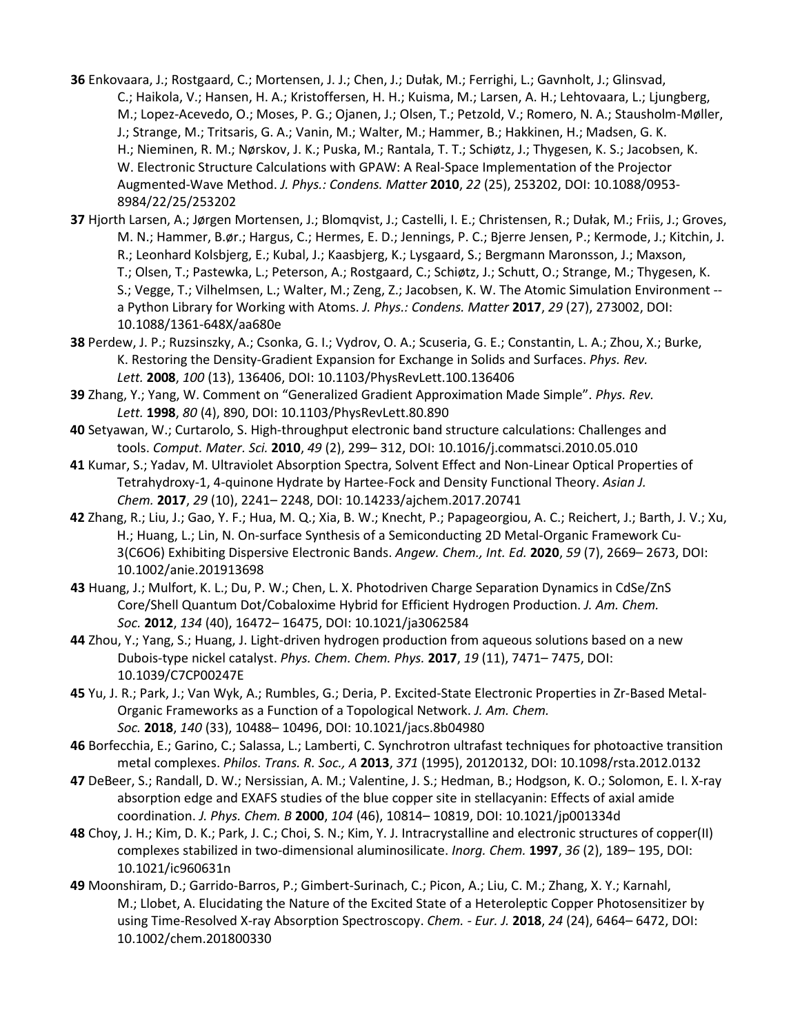**36** Enkovaara, J.; Rostgaard, C.; Mortensen, J. J.; Chen, J.; Dułak, M.; Ferrighi, L.; Gavnholt, J.; Glinsvad, C.; Haikola, V.; Hansen, H. A.; Kristoffersen, H. H.; Kuisma, M.; Larsen, A. H.; Lehtovaara, L.; Ljungberg, M.; Lopez-Acevedo, O.; Moses, P. G.; Ojanen, J.; Olsen, T.; Petzold, V.; Romero, N. A.; Stausholm-Møller, J.; Strange, M.; Tritsaris, G. A.; Vanin, M.; Walter, M.; Hammer, B.; Hakkinen, H.; Madsen, G. K. H.; Nieminen, R. M.; Nørskov, J. K.; Puska, M.; Rantala, T. T.; Schiøtz, J.; Thygesen, K. S.; Jacobsen, K. W. Electronic Structure Calculations with GPAW: A Real-Space Implementation of the Projector Augmented-Wave Method. *J. Phys.: Condens. Matter* **2010**, *22* (25), 253202, DOI: 10.1088/0953-8984/22/25/253202

**37** Hjorth Larsen, A.; Jørgen Mortensen, J.; Blomqvist, J.; Castelli, I. E.; Christensen, R.; Dułak, M.; Friis, J.; Groves, M. N.; Hammer, B.ør.; Hargus, C.; Hermes, E. D.; Jennings, P. C.; Bjerre Jensen, P.; Kermode, J.; Kitchin, J. R.; Leonhard Kolsbjerg, E.; Kubal, J.; Kaasbjerg, K.; Lysgaard, S.; Bergmann Maronsson, J.; Maxson, T.; Olsen, T.; Pastewka, L.; Peterson, A.; Rostgaard, C.; Schiøtz, J.; Schutt, O.; Strange, M.; Thygesen, K. S.; Vegge, T.; Vilhelmsen, L.; Walter, M.; Zeng, Z.; Jacobsen, K. W. The Atomic Simulation Environment -- a Python Library for Working with Atoms. *J. Phys.: Condens. Matter* **2017**, *29* (27), 273002, DOI: 10.1088/1361-648X/aa680e

**38** Perdew, J. P.; Ruzsinszky, A.; Csonka, G. I.; Vydrov, O. A.; Scuseria, G. E.; Constantin, L. A.; Zhou, X.; Burke, K. Restoring the Density-Gradient Expansion for Exchange in Solids and Surfaces. *Phys. Rev. Lett.* **2008**, *100* (13), 136406, DOI: 10.1103/PhysRevLett.100.136406

**39** Zhang, Y.; Yang, W. Comment on "Generalized Gradient Approximation Made Simple". *Phys. Rev. Lett.* **1998**, *80* (4), 890, DOI: 10.1103/PhysRevLett.80.890

**40** Setyawan, W.; Curtarolo, S. High-throughput electronic band structure calculations: Challenges and tools. *Comput. Mater. Sci.* **2010**, *49* (2), 299– 312, DOI: 10.1016/j.commatsci.2010.05.010

**41** Kumar, S.; Yadav, M. Ultraviolet Absorption Spectra, Solvent Effect and Non-Linear Optical Properties of Tetrahydroxy-1, 4-quinone Hydrate by Hartee-Fock and Density Functional Theory. *Asian J. Chem.* **2017**, *29* (10), 2241– 2248, DOI: 10.14233/ajchem.2017.20741

**42** Zhang, R.; Liu, J.; Gao, Y. F.; Hua, M. Q.; Xia, B. W.; Knecht, P.; Papageorgiou, A. C.; Reichert, J.; Barth, J. V.; Xu, H.; Huang, L.; Lin, N. On-surface Synthesis of a Semiconducting 2D Metal-Organic Framework Cu-3(C6O6) Exhibiting Dispersive Electronic Bands. *Angew. Chem., Int. Ed.* **2020**, *59* (7), 2669– 2673, DOI: 10.1002/anie.201913698

**43** Huang, J.; Mulfort, K. L.; Du, P. W.; Chen, L. X. Photodriven Charge Separation Dynamics in CdSe/ZnS Core/Shell Quantum Dot/Cobaloxime Hybrid for Efficient Hydrogen Production. *J. Am. Chem. Soc.* **2012**, *134* (40), 16472– 16475, DOI: 10.1021/ja3062584

**44** Zhou, Y.; Yang, S.; Huang, J. Light-driven hydrogen production from aqueous solutions based on a new Dubois-type nickel catalyst. *Phys. Chem. Chem. Phys.* **2017**, *19* (11), 7471– 7475, DOI: 10.1039/C7CP00247E

**45** Yu, J. R.; Park, J.; Van Wyk, A.; Rumbles, G.; Deria, P. Excited-State Electronic Properties in Zr-Based Metal-Organic Frameworks as a Function of a Topological Network. *J. Am. Chem. Soc.* **2018**, *140* (33), 10488– 10496, DOI: 10.1021/jacs.8b04980

**46** Borfecchia, E.; Garino, C.; Salassa, L.; Lamberti, C. Synchrotron ultrafast techniques for photoactive transition metal complexes. *Philos. Trans. R. Soc., A* **2013**, *371* (1995), 20120132, DOI: 10.1098/rsta.2012.0132

**47** DeBeer, S.; Randall, D. W.; Nersissian, A. M.; Valentine, J. S.; Hedman, B.; Hodgson, K. O.; Solomon, E. I. X-ray absorption edge and EXAFS studies of the blue copper site in stellacyanin: Effects of axial amide coordination. *J. Phys. Chem. B* **2000**, *104* (46), 10814– 10819, DOI: 10.1021/jp001334d

**48** Choy, J. H.; Kim, D. K.; Park, J. C.; Choi, S. N.; Kim, Y. J. Intracrystalline and electronic structures of copper(II) complexes stabilized in two-dimensional aluminosilicate. *Inorg. Chem.* **1997**, *36* (2), 189– 195, DOI: 10.1021/ic960631n

**49** Moonshiram, D.; Garrido-Barros, P.; Gimbert-Surinach, C.; Picon, A.; Liu, C. M.; Zhang, X. Y.; Karnahl, M.; Llobet, A. Elucidating the Nature of the Excited State of a Heteroleptic Copper Photosensitizer by using Time-Resolved X-ray Absorption Spectroscopy. *Chem. - Eur. J.* **2018**, *24* (24), 6464– 6472, DOI: 10.1002/chem.201800330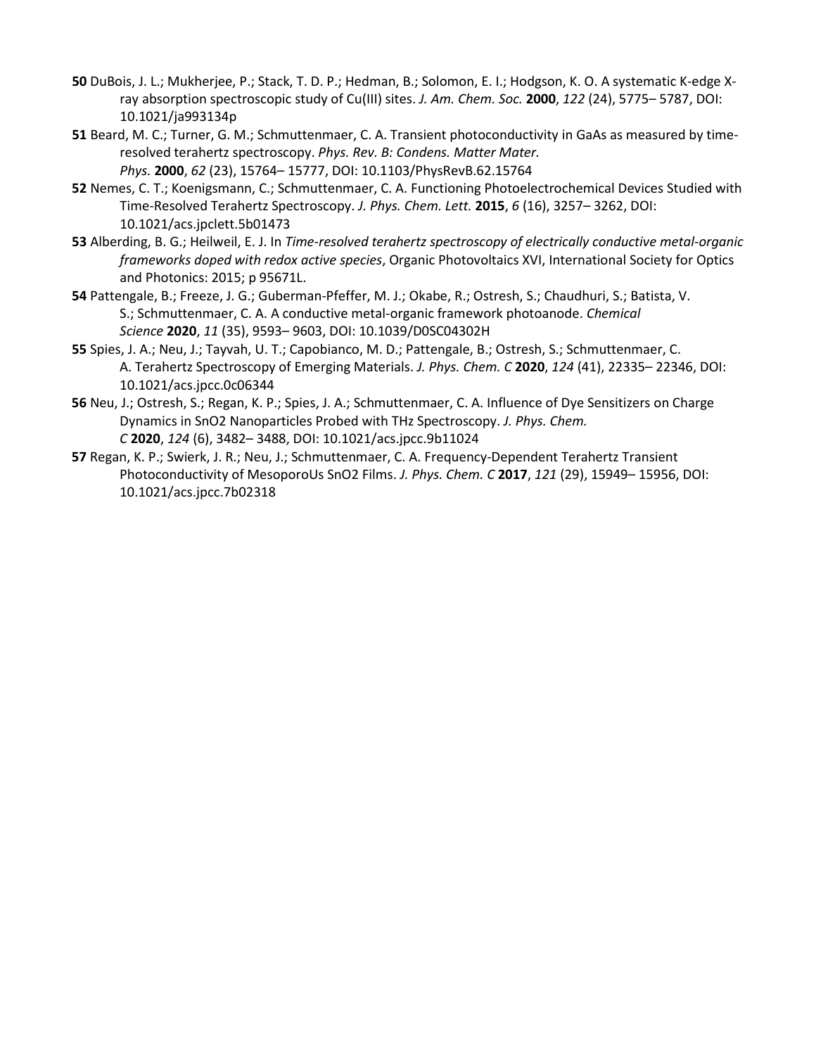**50** DuBois, J. L.; Mukherjee, P.; Stack, T. D. P.; Hedman, B.; Solomon, E. I.; Hodgson, K. O. A systematic K-edge X-ray absorption spectroscopic study of Cu(III) sites. *J. Am. Chem. Soc.* **2000**, *122* (24), 5775– 5787, DOI: 10.1021/ja993134p

**51** Beard, M. C.; Turner, G. M.; Schmuttenmaer, C. A. Transient photoconductivity in GaAs as measured by time-resolved terahertz spectroscopy. *Phys. Rev. B: Condens. Matter Mater. Phys.* **2000**, *62* (23), 15764– 15777, DOI: 10.1103/PhysRevB.62.15764

**52** Nemes, C. T.; Koenigsmann, C.; Schmuttenmaer, C. A. Functioning Photoelectrochemical Devices Studied with Time-Resolved Terahertz Spectroscopy. *J. Phys. Chem. Lett.* **2015**, *6* (16), 3257– 3262, DOI: 10.1021/acs.jpclett.5b01473

**53** Alberding, B. G.; Heilweil, E. J. In *Time-resolved terahertz spectroscopy of electrically conductive metal-organic frameworks doped with redox active species*, Organic Photovoltaics XVI, International Society for Optics and Photonics: 2015; p 95671L.

**54** Pattengale, B.; Freeze, J. G.; Guberman-Pfeffer, M. J.; Okabe, R.; Ostresh, S.; Chaudhuri, S.; Batista, V. S.; Schmuttenmaer, C. A. A conductive metal-organic framework photoanode. *Chemical Science* **2020**, *11* (35), 9593– 9603, DOI: 10.1039/D0SC04302H

**55** Spies, J. A.; Neu, J.; Tayvah, U. T.; Capobianco, M. D.; Pattengale, B.; Ostresh, S.; Schmuttenmaer, C. A. Terahertz Spectroscopy of Emerging Materials. *J. Phys. Chem. C* **2020**, *124* (41), 22335– 22346, DOI: 10.1021/acs.jpcc.0c06344

**56** Neu, J.; Ostresh, S.; Regan, K. P.; Spies, J. A.; Schmuttenmaer, C. A. Influence of Dye Sensitizers on Charge Dynamics in SnO2 Nanoparticles Probed with THz Spectroscopy. *J. Phys. Chem. C* **2020**, *124* (6), 3482– 3488, DOI: 10.1021/acs.jpcc.9b11024

**57** Regan, K. P.; Swierk, J. R.; Neu, J.; Schmuttenmaer, C. A. Frequency-Dependent Terahertz Transient Photoconductivity of MesoporoUs SnO2 Films. *J. Phys. Chem. C* **2017**, *121* (29), 15949– 15956, DOI: 10.1021/acs.jpcc.7b02318